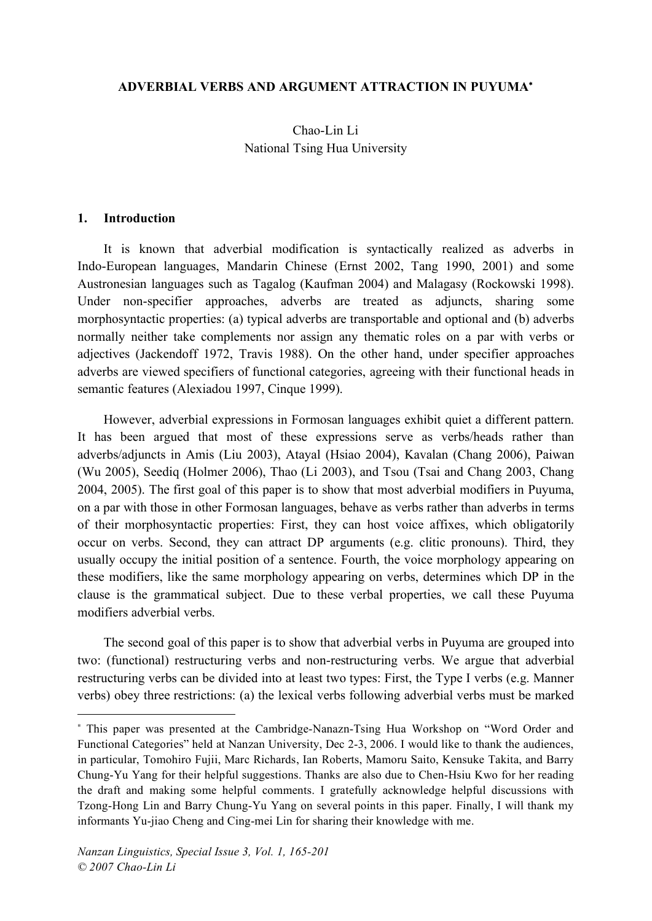**ADVERBIAL VERBS AND ARGUMENT ATTRACTION IN PUYUMA***

Chao-Lin Li
National Tsing Hua University

## 1. Introduction

It is known that adverbial modification is syntactically realized as adverbs in Indo-European languages, Mandarin Chinese (Ernst 2002, Tang 1990, 2001) and some Austronesian languages such as Tagalog (Kaufman 2004) and Malagasy (Rockowski 1998). Under non-specifier approaches, adverbs are treated as adjuncts, sharing some morphosyntactic properties: (a) typical adverbs are transportable and optional and (b) adverbs normally neither take complements nor assign any thematic roles on a par with verbs or adjectives (Jackendoff 1972, Travis 1988). On the other hand, under specifier approaches adverbs are viewed specifiers of functional categories, agreeing with their functional heads in semantic features (Alexiadou 1997, Cinque 1999).

However, adverbial expressions in Formosan languages exhibit quiet a different pattern. It has been argued that most of these expressions serve as verbs/heads rather than adverbs/adjuncts in Amis (Liu 2003), Atayal (Hsiao 2004), Kavalan (Chang 2006), Paiwan (Wu 2005), Seediq (Holmer 2006), Thao (Li 2003), and Tsou (Tsai and Chang 2003, Chang 2004, 2005). The first goal of this paper is to show that most adverbial modifiers in Puyuma, on a par with those in other Formosan languages, behave as verbs rather than adverbs in terms of their morphosyntactic properties: First, they can host voice affixes, which obligatorily occur on verbs. Second, they can attract DP arguments (e.g. clitic pronouns). Third, they usually occupy the initial position of a sentence. Fourth, the voice morphology appearing on these modifiers, like the same morphology appearing on verbs, determines which DP in the clause is the grammatical subject. Due to these verbal properties, we call these Puyuma modifiers adverbial verbs.

The second goal of this paper is to show that adverbial verbs in Puyuma are grouped into two: (functional) restructuring verbs and non-restructuring verbs. We argue that adverbial restructuring verbs can be divided into at least two types: First, the Type I verbs (e.g. Manner verbs) obey three restrictions: (a) the lexical verbs following adverbial verbs must be marked

---

* This paper was presented at the Cambridge-Nanazn-Tsing Hua Workshop on "Word Order and Functional Categories" held at Nanzan University, Dec 2-3, 2006. I would like to thank the audiences, in particular, Tomohiro Fujii, Marc Richards, Ian Roberts, Mamoru Saito, Kensuke Takita, and Barry Chung-Yu Yang for their helpful suggestions. Thanks are also due to Chen-Hsiu Kwo for her reading the draft and making some helpful comments. I gratefully acknowledge helpful discussions with Tzong-Hong Lin and Barry Chung-Yu Yang on several points in this paper. Finally, I will thank my informants Yu-jiao Cheng and Cing-mei Lin for sharing their knowledge with me.

*Nanzan Linguistics, Special Issue 3, Vol. 1, 165-201*
*© 2007 Chao-Lin Li*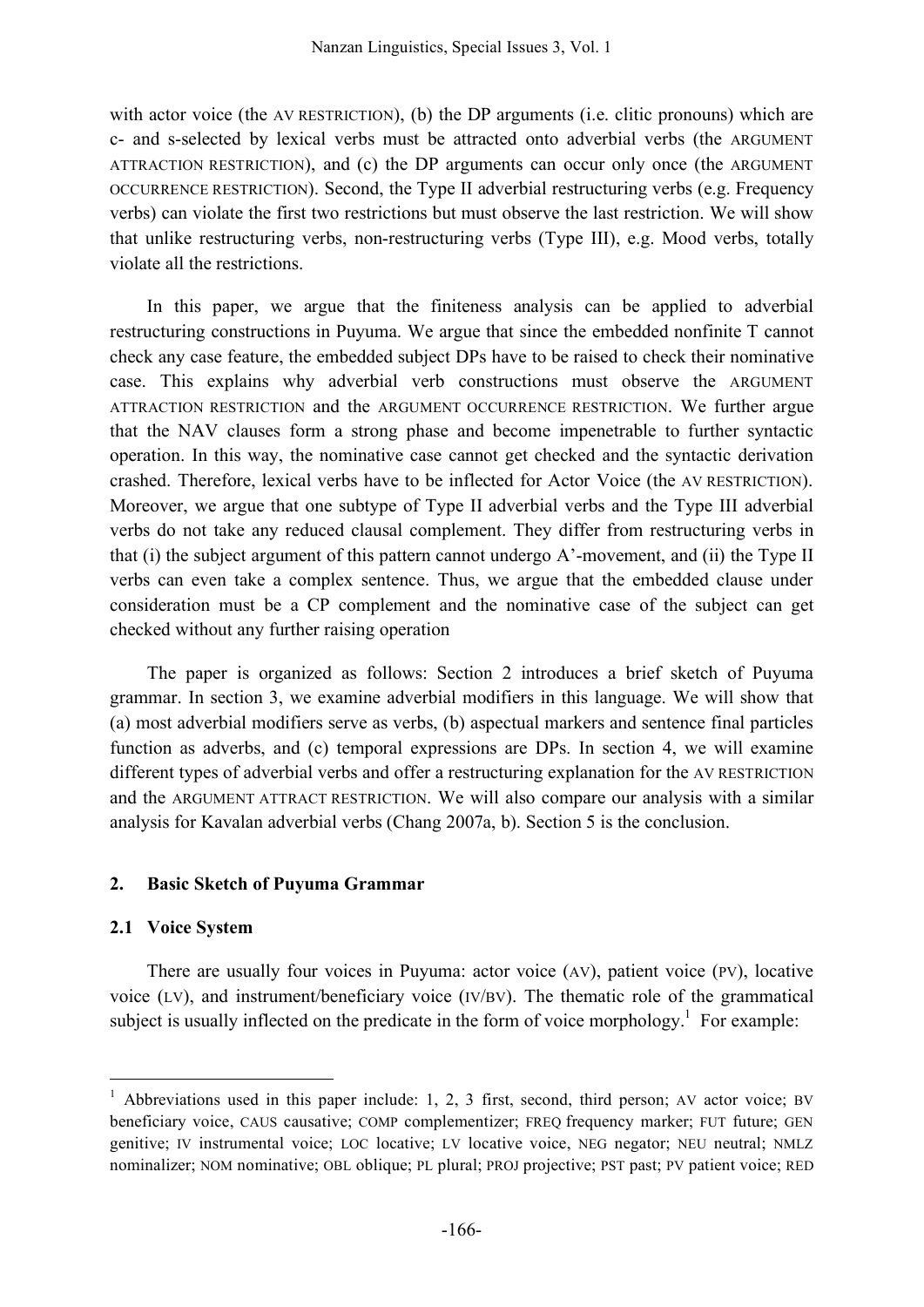with actor voice (the AV RESTRICTION), (b) the DP arguments (i.e. clitic pronouns) which are c- and s-selected by lexical verbs must be attracted onto adverbial verbs (the ARGUMENT ATTRACTION RESTRICTION), and (c) the DP arguments can occur only once (the ARGUMENT OCCURRENCE RESTRICTION). Second, the Type II adverbial restructuring verbs (e.g. Frequency verbs) can violate the first two restrictions but must observe the last restriction. We will show that unlike restructuring verbs, non-restructuring verbs (Type III), e.g. Mood verbs, totally violate all the restrictions.

In this paper, we argue that the finiteness analysis can be applied to adverbial restructuring constructions in Puyuma. We argue that since the embedded nonfinite T cannot check any case feature, the embedded subject DPs have to be raised to check their nominative case. This explains why adverbial verb constructions must observe the ARGUMENT ATTRACTION RESTRICTION and the ARGUMENT OCCURRENCE RESTRICTION. We further argue that the NAV clauses form a strong phase and become impenetrable to further syntactic operation. In this way, the nominative case cannot get checked and the syntactic derivation crashed. Therefore, lexical verbs have to be inflected for Actor Voice (the AV RESTRICTION). Moreover, we argue that one subtype of Type II adverbial verbs and the Type III adverbial verbs do not take any reduced clausal complement. They differ from restructuring verbs in that (i) the subject argument of this pattern cannot undergo A'-movement, and (ii) the Type II verbs can even take a complex sentence. Thus, we argue that the embedded clause under consideration must be a CP complement and the nominative case of the subject can get checked without any further raising operation

The paper is organized as follows: Section 2 introduces a brief sketch of Puyuma grammar. In section 3, we examine adverbial modifiers in this language. We will show that (a) most adverbial modifiers serve as verbs, (b) aspectual markers and sentence final particles function as adverbs, and (c) temporal expressions are DPs. In section 4, we will examine different types of adverbial verbs and offer a restructuring explanation for the AV RESTRICTION and the ARGUMENT ATTRACT RESTRICTION. We will also compare our analysis with a similar analysis for Kavalan adverbial verbs (Chang 2007a, b). Section 5 is the conclusion.

## 2. Basic Sketch of Puyuma Grammar

### 2.1 Voice System

There are usually four voices in Puyuma: actor voice (AV), patient voice (PV), locative voice (LV), and instrument/beneficiary voice (IV/BV). The thematic role of the grammatical subject is usually inflected on the predicate in the form of voice morphology.[1] For example:

[1] Abbreviations used in this paper include: 1, 2, 3 first, second, third person; AV actor voice; BV beneficiary voice, CAUS causative; COMP complementizer; FREQ frequency marker; FUT future; GEN genitive; IV instrumental voice; LOC locative; LV locative voice, NEG negator; NEU neutral; NMLZ nominalizer; NOM nominative; OBL oblique; PL plural; PROJ projective; PST past; PV patient voice; RED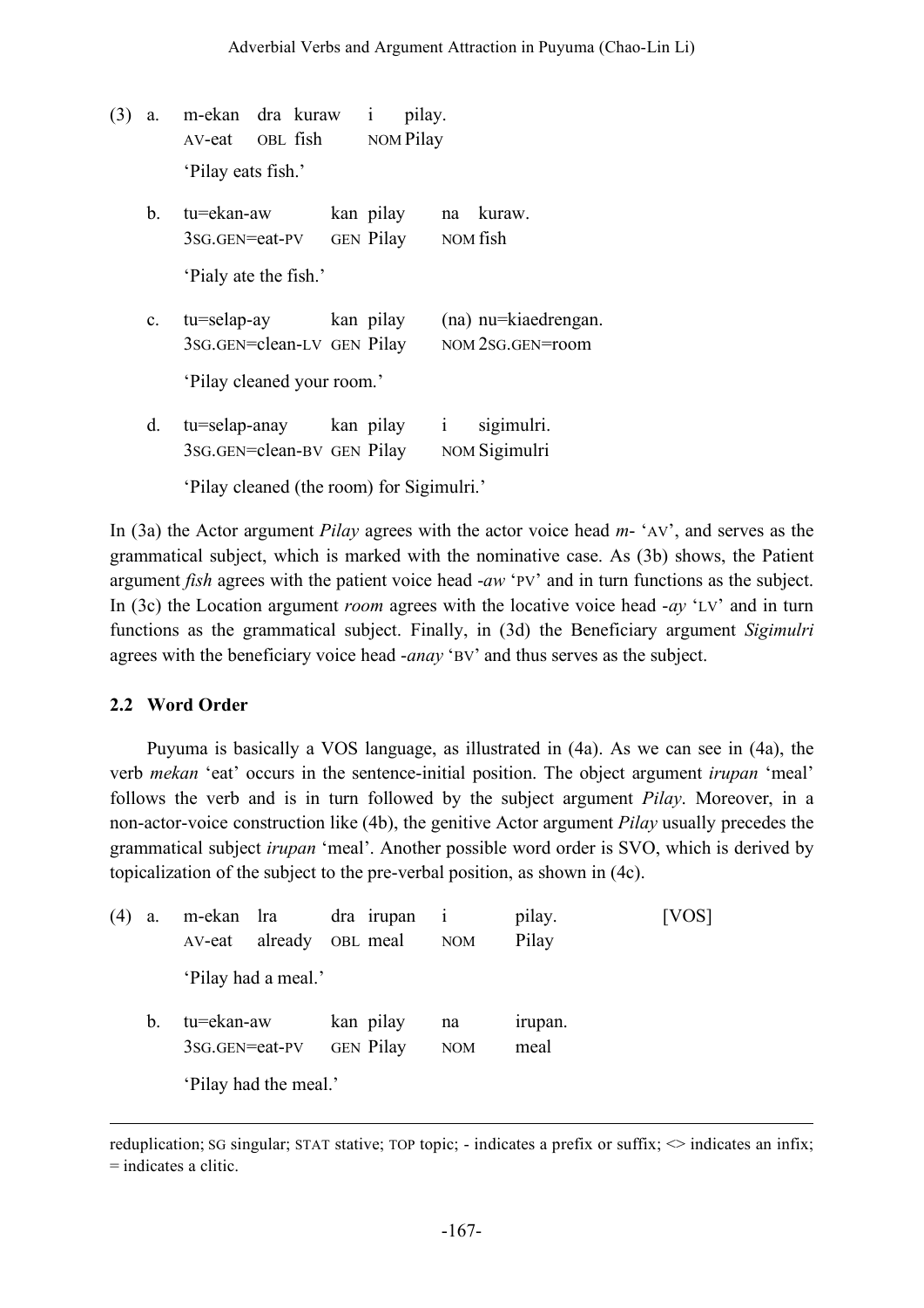(3) a. m-ekan dra kuraw i pilay.
   AV-eat OBL fish NOM Pilay
   'Pilay eats fish.'

b. tu=ekan-aw kan pilay na kuraw.
   3SG.GEN=eat-PV GEN Pilay NOM fish
   'Pialy ate the fish.'

c. tu=selap-ay kan pilay (na) nu=kiaedrengan.
   3SG.GEN=clean-LV GEN Pilay NOM 2SG.GEN=room
   'Pilay cleaned your room.'

d. tu=selap-anay kan pilay i sigimulri.
   3SG.GEN=clean-BV GEN Pilay NOM Sigimulri
   'Pilay cleaned (the room) for Sigimulri.'

In (3a) the Actor argument *Pilay* agrees with the actor voice head *m-* 'AV', and serves as the grammatical subject, which is marked with the nominative case. As (3b) shows, the Patient argument *fish* agrees with the patient voice head *-aw* 'PV' and in turn functions as the subject. In (3c) the Location argument *room* agrees with the locative voice head *-ay* 'LV' and in turn functions as the grammatical subject. Finally, in (3d) the Beneficiary argument *Sigimulri* agrees with the beneficiary voice head *-anay* 'BV' and thus serves as the subject.

## 2.2 Word Order

Puyuma is basically a VOS language, as illustrated in (4a). As we can see in (4a), the verb *mekan* 'eat' occurs in the sentence-initial position. The object argument *irupan* 'meal' follows the verb and is in turn followed by the subject argument *Pilay*. Moreover, in a non-actor-voice construction like (4b), the genitive Actor argument *Pilay* usually precedes the grammatical subject *irupan* 'meal'. Another possible word order is SVO, which is derived by topicalization of the subject to the pre-verbal position, as shown in (4c).

(4) a. m-ekan lra dra irupan i pilay. [VOS]
   AV-eat already OBL meal NOM Pilay
   'Pilay had a meal.'

b. tu=ekan-aw kan pilay na irupan.
   3SG.GEN=eat-PV GEN Pilay NOM meal
   'Pilay had the meal.'

---

reduplication; SG singular; STAT stative; TOP topic; - indicates a prefix or suffix; <> indicates an infix; = indicates a clitic.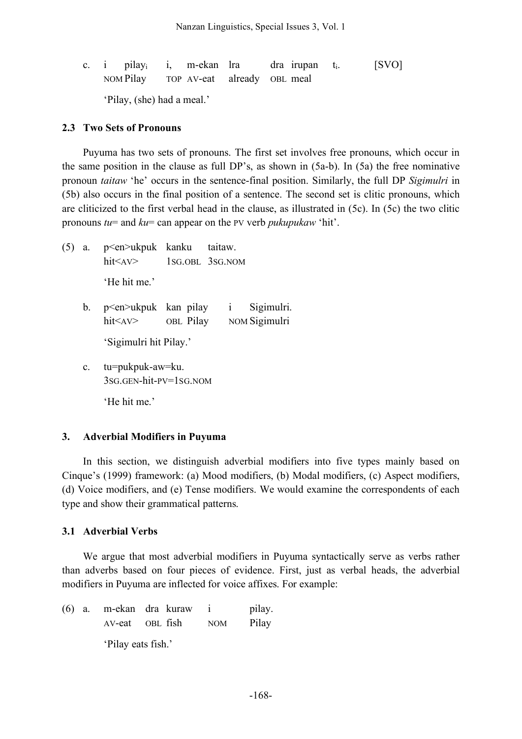c. i pilay$_i$ i, m-ekan lra dra irupan $t_i$. [SVO]
   NOM Pilay TOP AV-eat already OBL meal

   'Pilay, (she) had a meal.'

### 2.3 Two Sets of Pronouns

Puyuma has two sets of pronouns. The first set involves free pronouns, which occur in the same position in the clause as full DP's, as shown in (5a-b). In (5a) the free nominative pronoun *taitaw* 'he' occurs in the sentence-final position. Similarly, the full DP *Sigimulri* in (5b) also occurs in the final position of a sentence. The second set is clitic pronouns, which are cliticized to the first verbal head in the clause, as illustrated in (5c). In (5c) the two clitic pronouns *tu*= and *ku*= can appear on the PV verb *pukupukaw* 'hit'.

(5) a. p<en>ukpuk kanku taitaw.
       hit<AV> 1SG.OBL 3SG.NOM

       'He hit me.'

   b. p<en>ukpuk kan pilay i Sigimulri.
       hit<AV> OBL Pilay NOM Sigimulri

       'Sigimulri hit Pilay.'

   c. tu=pukpuk-aw=ku.
       3SG.GEN-hit-PV=1SG.NOM

       'He hit me.'

## 3. Adverbial Modifiers in Puyuma

In this section, we distinguish adverbial modifiers into five types mainly based on Cinque's (1999) framework: (a) Mood modifiers, (b) Modal modifiers, (c) Aspect modifiers, (d) Voice modifiers, and (e) Tense modifiers. We would examine the correspondents of each type and show their grammatical patterns.

### 3.1 Adverbial Verbs

We argue that most adverbial modifiers in Puyuma syntactically serve as verbs rather than adverbs based on four pieces of evidence. First, just as verbal heads, the adverbial modifiers in Puyuma are inflected for voice affixes. For example:

(6) a. m-ekan dra kuraw i pilay.
       AV-eat OBL fish NOM Pilay

       'Pilay eats fish.'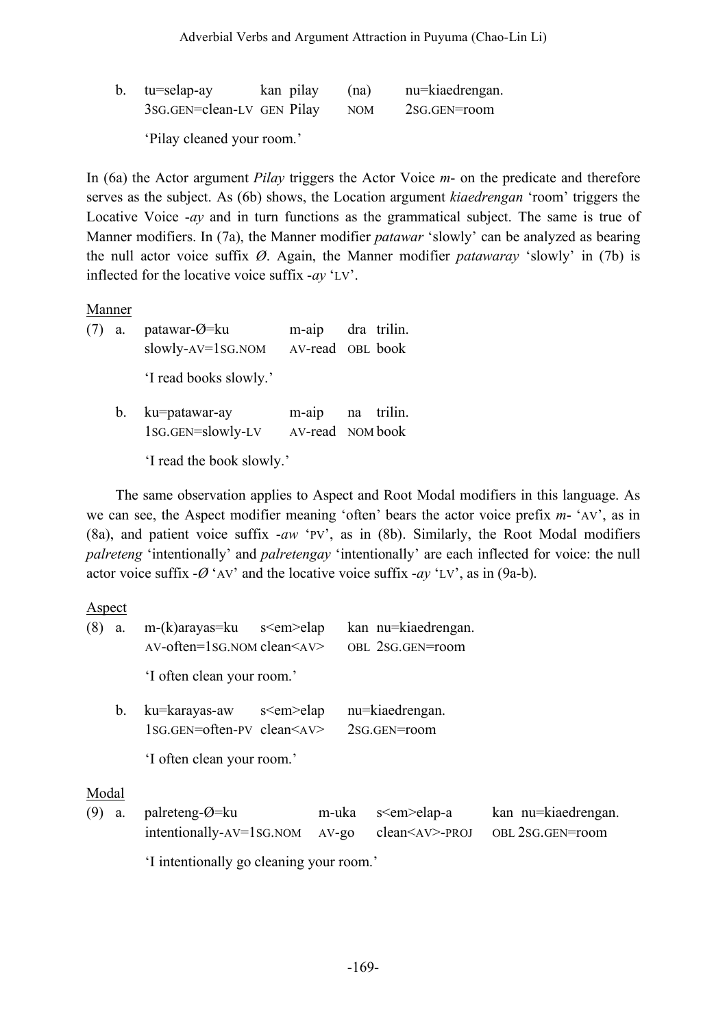b. tu=selap-ay kan pilay (na) nu=kiaedrengan.
   3SG.GEN=clean-LV GEN Pilay NOM 2SG.GEN=room

   'Pilay cleaned your room.'

In (6a) the Actor argument *Pilay* triggers the Actor Voice *m-* on the predicate and therefore serves as the subject. As (6b) shows, the Location argument *kiaedrengan* 'room' triggers the Locative Voice *-ay* and in turn functions as the grammatical subject. The same is true of Manner modifiers. In (7a), the Manner modifier *patawar* 'slowly' can be analyzed as bearing the null actor voice suffix *Ø*. Again, the Manner modifier *patawaray* 'slowly' in (7b) is inflected for the locative voice suffix *-ay* 'LV'.

Manner

(7) a. patawar-Ø=ku m-aip dra trilin.
   slowly-AV=1SG.NOM AV-read OBL book

   'I read books slowly.'

   b. ku=patawar-ay m-aip na trilin.
   1SG.GEN=slowly-LV AV-read NOM book

   'I read the book slowly.'

The same observation applies to Aspect and Root Modal modifiers in this language. As we can see, the Aspect modifier meaning 'often' bears the actor voice prefix *m-* 'AV', as in (8a), and patient voice suffix *-aw* 'PV', as in (8b). Similarly, the Root Modal modifiers *palreteng* 'intentionally' and *palretengay* 'intentionally' are each inflected for voice: the null actor voice suffix *-Ø* 'AV' and the locative voice suffix *-ay* 'LV', as in (9a-b).

Aspect

(8) a. m-(k)arayas=ku s<em>elap kan nu=kiaedrengan.
   AV-often=1SG.NOM clean<AV> OBL 2SG.GEN=room

   'I often clean your room.'

   b. ku=karayas-aw s<em>elap nu=kiaedrengan.
   1SG.GEN=often-PV clean<AV> 2SG.GEN=room

   'I often clean your room.'

Modal

(9) a. palreteng-Ø=ku m-uka s<em>elap-a kan nu=kiaedrengan.
   intentionally-AV=1SG.NOM AV-go clean<AV>-PROJ OBL 2SG.GEN=room

   'I intentionally go cleaning your room.'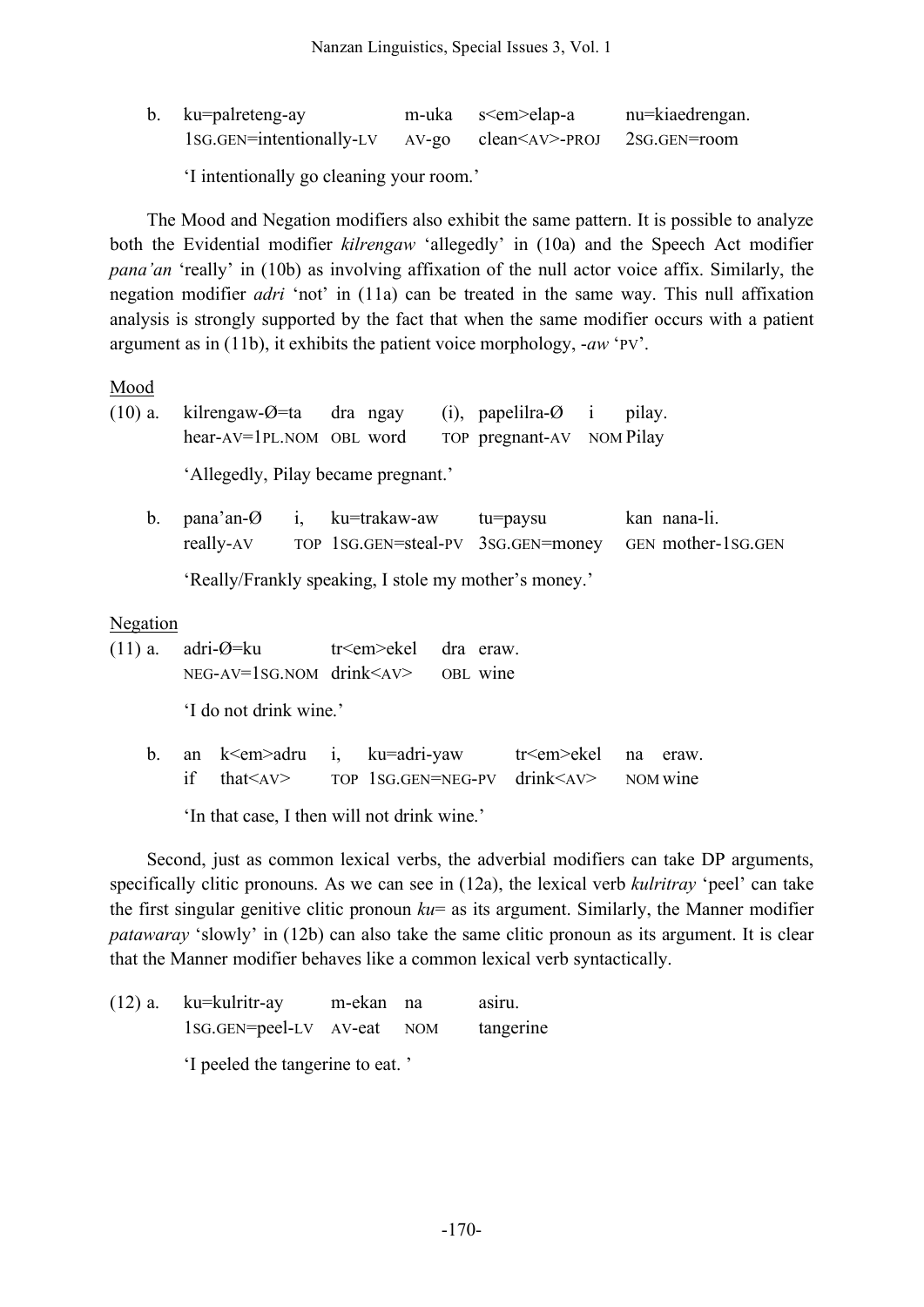b. ku=palreteng-ay m-uka s<em>elap-a nu=kiaedrengan.
   1SG.GEN=intentionally-LV AV-go clean<AV>-PROJ 2SG.GEN=room

   'I intentionally go cleaning your room.'

The Mood and Negation modifiers also exhibit the same pattern. It is possible to analyze both the Evidential modifier *kilrengaw* 'allegedly' in (10a) and the Speech Act modifier *pana'an* 'really' in (10b) as involving affixation of the null actor voice affix. Similarly, the negation modifier *adri* 'not' in (11a) can be treated in the same way. This null affixation analysis is strongly supported by the fact that when the same modifier occurs with a patient argument as in (11b), it exhibits the patient voice morphology, *-aw* 'PV'.

Mood

(10) a. kilrengaw-Ø=ta dra ngay (i), papelilra-Ø i pilay.
   hear-AV=1PL.NOM OBL word TOP pregnant-AV NOM Pilay

   'Allegedly, Pilay became pregnant.'

b. pana'an-Ø i, ku=trakaw-aw tu=paysu kan nana-li.
   really-AV TOP 1SG.GEN=steal-PV 3SG.GEN=money GEN mother-1SG.GEN

   'Really/Frankly speaking, I stole my mother's money.'

Negation

(11) a. adri-Ø=ku tr<em>ekel dra eraw.
   NEG-AV=1SG.NOM drink<AV> OBL wine

   'I do not drink wine.'

b. an k<em>adru i, ku=adri-yaw tr<em>ekel na eraw.
   if that<AV> TOP 1SG.GEN=NEG-PV drink<AV> NOM wine

   'In that case, I then will not drink wine.'

Second, just as common lexical verbs, the adverbial modifiers can take DP arguments, specifically clitic pronouns. As we can see in (12a), the lexical verb *kulritray* 'peel' can take the first singular genitive clitic pronoun *ku=* as its argument. Similarly, the Manner modifier *patawaray* 'slowly' in (12b) can also take the same clitic pronoun as its argument. It is clear that the Manner modifier behaves like a common lexical verb syntactically.

(12) a. ku=kulritr-ay m-ekan na asiru.
   1SG.GEN=peel-LV AV-eat NOM tangerine

   'I peeled the tangerine to eat.'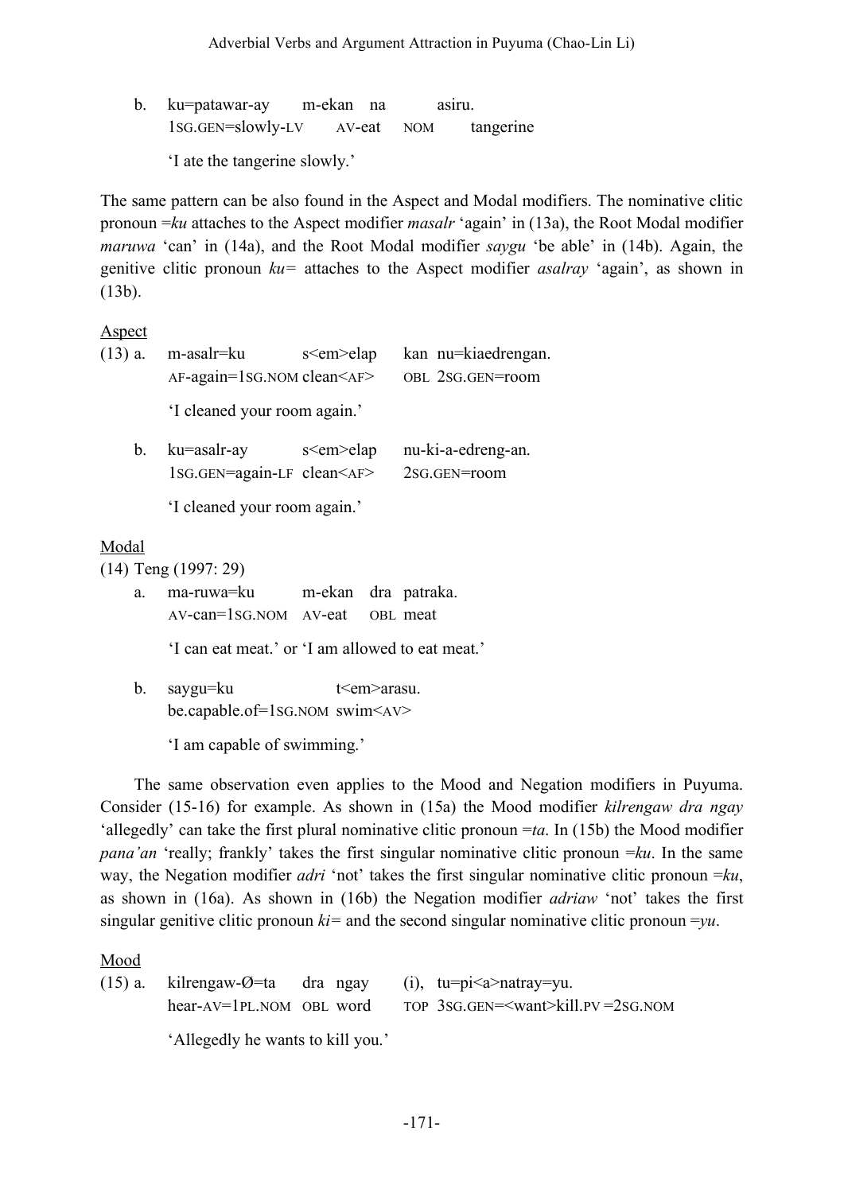b. ku=patawar-ay m-ekan na asiru.
   1SG.GEN=slowly-LV AV-eat NOM tangerine

   'I ate the tangerine slowly.'

The same pattern can be also found in the Aspect and Modal modifiers. The nominative clitic pronoun =*ku* attaches to the Aspect modifier *masalr* 'again' in (13a), the Root Modal modifier *maruwa* 'can' in (14a), and the Root Modal modifier *saygu* 'be able' in (14b). Again, the genitive clitic pronoun *ku=* attaches to the Aspect modifier *asalray* 'again', as shown in (13b).

Aspect

(13) a. m-asalr=ku s<em>elap kan nu=kiaedrengan.
   AF-again=1SG.NOM clean<AF> OBL 2SG.GEN=room

   'I cleaned your room again.'

b. ku=asalr-ay s<em>elap nu-ki-a-edreng-an.
   1SG.GEN=again-LF clean<AF> 2SG.GEN=room

   'I cleaned your room again.'

Modal

(14) Teng (1997: 29)

a. ma-ruwa=ku m-ekan dra patraka.
   AV-can=1SG.NOM AV-eat OBL meat

   'I can eat meat.' or 'I am allowed to eat meat.'

b. saygu=ku t<em>arasu.
   be.capable.of=1SG.NOM swim<AV>

   'I am capable of swimming.'

The same observation even applies to the Mood and Negation modifiers in Puyuma. Consider (15-16) for example. As shown in (15a) the Mood modifier *kilrengaw dra ngay* 'allegedly' can take the first plural nominative clitic pronoun =*ta*. In (15b) the Mood modifier *pana'an* 'really; frankly' takes the first singular nominative clitic pronoun =*ku*. In the same way, the Negation modifier *adri* 'not' takes the first singular nominative clitic pronoun =*ku*, as shown in (16a). As shown in (16b) the Negation modifier *adriaw* 'not' takes the first singular genitive clitic pronoun *ki=* and the second singular nominative clitic pronoun =*yu*.

Mood

(15) a. kilrengaw-Ø=ta dra ngay (i), tu=pi<a>natray=yu.
   hear-AV=1PL.NOM OBL word TOP 3SG.GEN=<want>kill.PV =2SG.NOM

   'Allegedly he wants to kill you.'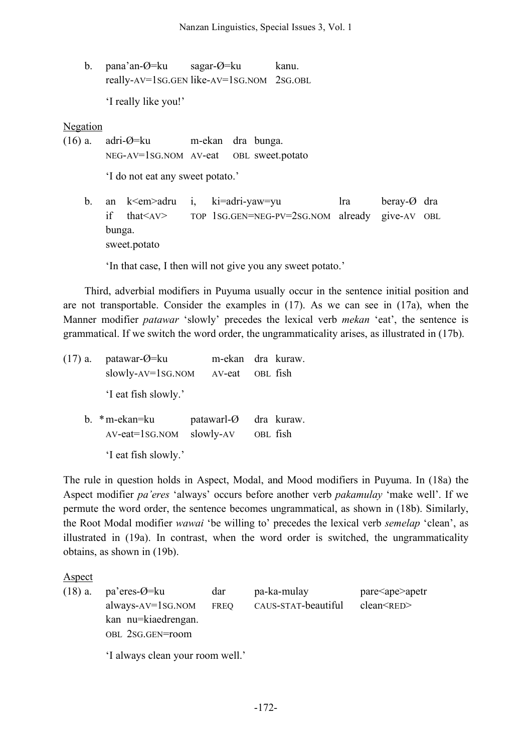b. pana'an-Ø=ku sagar-Ø=ku kanu.
   really-AV=1SG.GEN like-AV=1SG.NOM 2SG.OBL

   'I really like you!'

Negation

(16) a. adri-Ø=ku m-ekan dra bunga.
   NEG-AV=1SG.NOM AV-eat OBL sweet.potato

   'I do not eat any sweet potato.'

b. an k<em>adru i, ki=adri-yaw=yu lra beray-Ø dra bunga.
   if that<AV> TOP 1SG.GEN=NEG-PV=2SG.NOM already give-AV OBL sweet.potato

   'In that case, I then will not give you any sweet potato.'

Third, adverbial modifiers in Puyuma usually occur in the sentence initial position and are not transportable. Consider the examples in (17). As we can see in (17a), when the Manner modifier *patawar* 'slowly' precedes the lexical verb *mekan* 'eat', the sentence is grammatical. If we switch the word order, the ungrammaticality arises, as illustrated in (17b).

(17) a. patawar-Ø=ku m-ekan dra kuraw.
   slowly-AV=1SG.NOM AV-eat OBL fish

   'I eat fish slowly.'

b. *m-ekan=ku patawarl-Ø dra kuraw.
   AV-eat=1SG.NOM slowly-AV OBL fish

   'I eat fish slowly.'

The rule in question holds in Aspect, Modal, and Mood modifiers in Puyuma. In (18a) the Aspect modifier *pa'eres* 'always' occurs before another verb *pakamulay* 'make well'. If we permute the word order, the sentence becomes ungrammatical, as shown in (18b). Similarly, the Root Modal modifier *wawai* 'be willing to' precedes the lexical verb *semelap* 'clean', as illustrated in (19a). In contrast, when the word order is switched, the ungrammaticality obtains, as shown in (19b).

Aspect

(18) a. pa'eres-Ø=ku dar pa-ka-mulay pare<ape>apetr kan nu=kiaedrengan.
   always-AV=1SG.NOM FREQ CAUS-STAT-beautiful clean<RED> OBL 2SG.GEN=room

   'I always clean your room well.'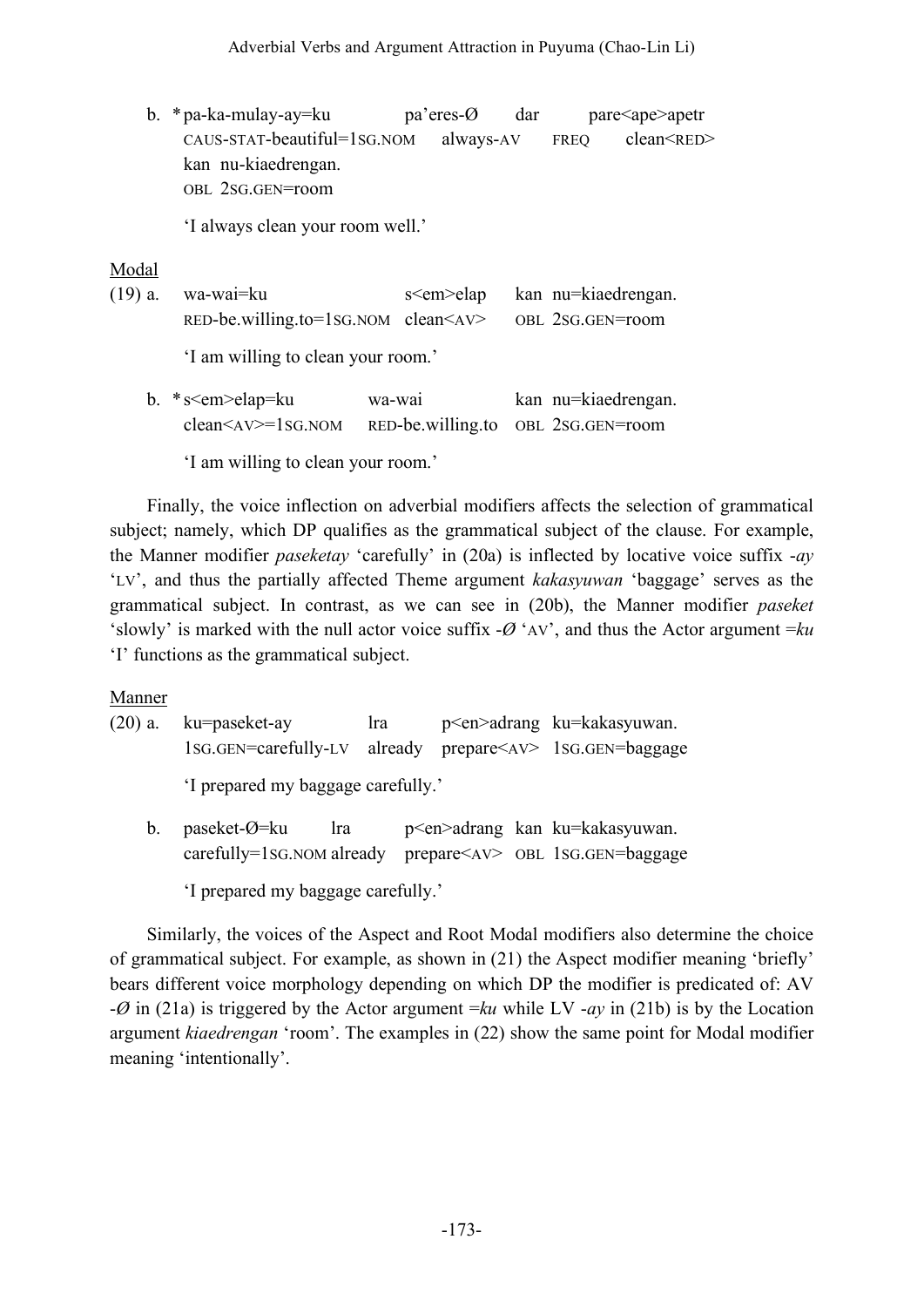b. * pa-ka-mulay-ay=ku　　pa'eres-Ø　　dar　　pare<ape>apetr
CAUS-STAT-beautiful=1SG.NOM　always-AV　FREQ　clean<RED>
kan nu-kiaedrengan.
OBL 2SG.GEN=room

'I always clean your room well.'

Modal

(19) a. wa-wai=ku　　s<em>elap　　kan nu=kiaedrengan.
RED-be.willing.to=1SG.NOM　clean<AV>　OBL 2SG.GEN=room

'I am willing to clean your room.'

b. * s<em>elap=ku　　wa-wai　　kan nu=kiaedrengan.
clean<AV>=1SG.NOM　RED-be.willing.to　OBL 2SG.GEN=room

'I am willing to clean your room.'

Finally, the voice inflection on adverbial modifiers affects the selection of grammatical subject; namely, which DP qualifies as the grammatical subject of the clause. For example, the Manner modifier *paseketay* 'carefully' in (20a) is inflected by locative voice suffix *-ay* 'LV', and thus the partially affected Theme argument *kakasyuwan* 'baggage' serves as the grammatical subject. In contrast, as we can see in (20b), the Manner modifier *paseket* 'slowly' is marked with the null actor voice suffix *-Ø* 'AV', and thus the Actor argument *=ku* 'I' functions as the grammatical subject.

Manner

(20) a. ku=paseket-ay　　lra　　p<en>adrang　ku=kakasyuwan.
1SG.GEN=carefully-LV　already　prepare<AV>　1SG.GEN=baggage

'I prepared my baggage carefully.'

b. paseket-Ø=ku　　lra　　p<en>adrang　kan ku=kakasyuwan.
carefully=1SG.NOM already　prepare<AV>　OBL 1SG.GEN=baggage

'I prepared my baggage carefully.'

Similarly, the voices of the Aspect and Root Modal modifiers also determine the choice of grammatical subject. For example, as shown in (21) the Aspect modifier meaning 'briefly' bears different voice morphology depending on which DP the modifier is predicated of: AV *-Ø* in (21a) is triggered by the Actor argument *=ku* while LV *-ay* in (21b) is by the Location argument *kiaedrengan* 'room'. The examples in (22) show the same point for Modal modifier meaning 'intentionally'.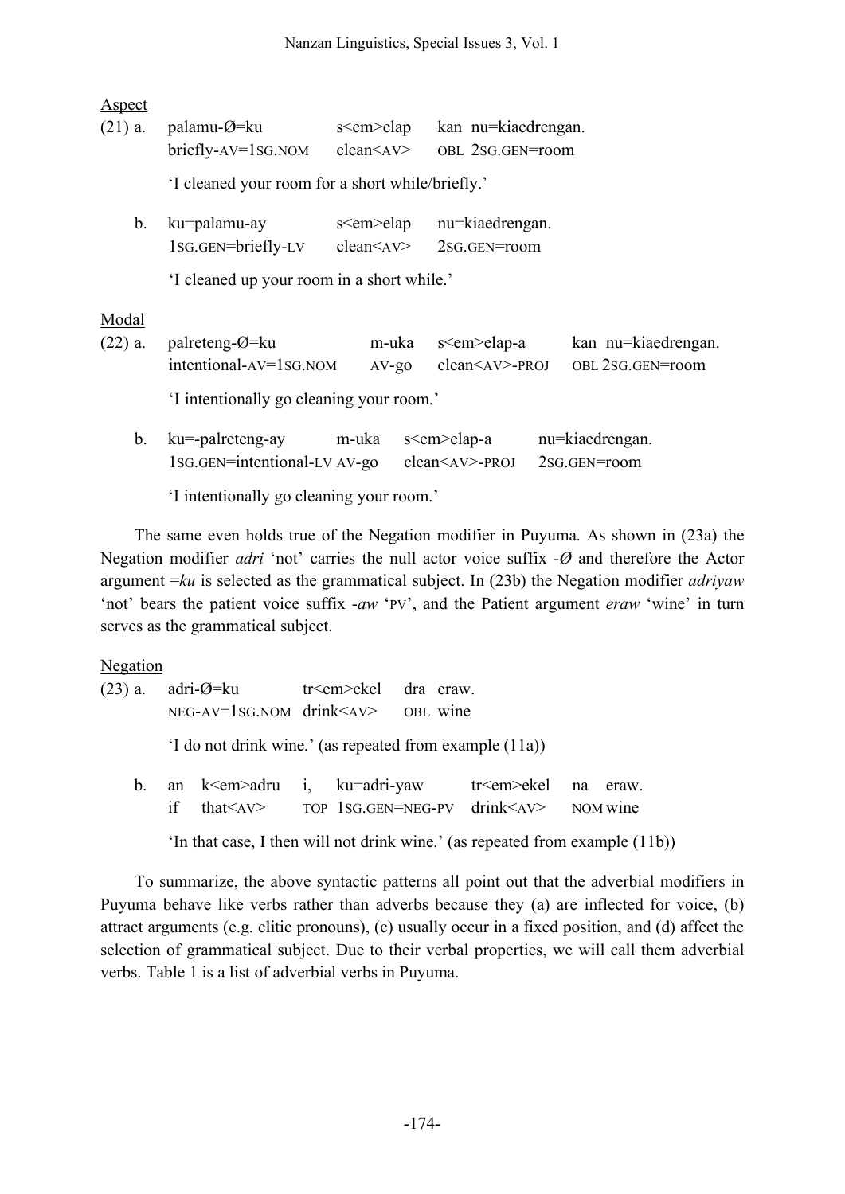Aspect

(21) a. palamu-Ø=ku s<em>elap kan nu=kiaedrengan.
briefly-AV=1SG.NOM clean<AV> OBL 2SG.GEN=room

'I cleaned your room for a short while/briefly.'

b. ku=palamu-ay s<em>elap nu=kiaedrengan.
1SG.GEN=briefly-LV clean<AV> 2SG.GEN=room

'I cleaned up your room in a short while.'

Modal

(22) a. palreteng-Ø=ku m-uka s<em>elap-a kan nu=kiaedrengan.
intentional-AV=1SG.NOM AV-go clean<AV>-PROJ OBL 2SG.GEN=room

'I intentionally go cleaning your room.'

b. ku=-palreteng-ay m-uka s<em>elap-a nu=kiaedrengan.
1SG.GEN=intentional-LV AV-go clean<AV>-PROJ 2SG.GEN=room

'I intentionally go cleaning your room.'

The same even holds true of the Negation modifier in Puyuma. As shown in (23a) the Negation modifier *adri* 'not' carries the null actor voice suffix *-Ø* and therefore the Actor argument *=ku* is selected as the grammatical subject. In (23b) the Negation modifier *adriyaw* 'not' bears the patient voice suffix *-aw* 'PV', and the Patient argument *eraw* 'wine' in turn serves as the grammatical subject.

Negation

(23) a. adri-Ø=ku tr<em>ekel dra eraw.
NEG-AV=1SG.NOM drink<AV> OBL wine

'I do not drink wine.' (as repeated from example (11a))

b. an k<em>adru i, ku=adri-yaw tr<em>ekel na eraw.
if that<AV> TOP 1SG.GEN=NEG-PV drink<AV> NOM wine

'In that case, I then will not drink wine.' (as repeated from example (11b))

To summarize, the above syntactic patterns all point out that the adverbial modifiers in Puyuma behave like verbs rather than adverbs because they (a) are inflected for voice, (b) attract arguments (e.g. clitic pronouns), (c) usually occur in a fixed position, and (d) affect the selection of grammatical subject. Due to their verbal properties, we will call them adverbial verbs. Table 1 is a list of adverbial verbs in Puyuma.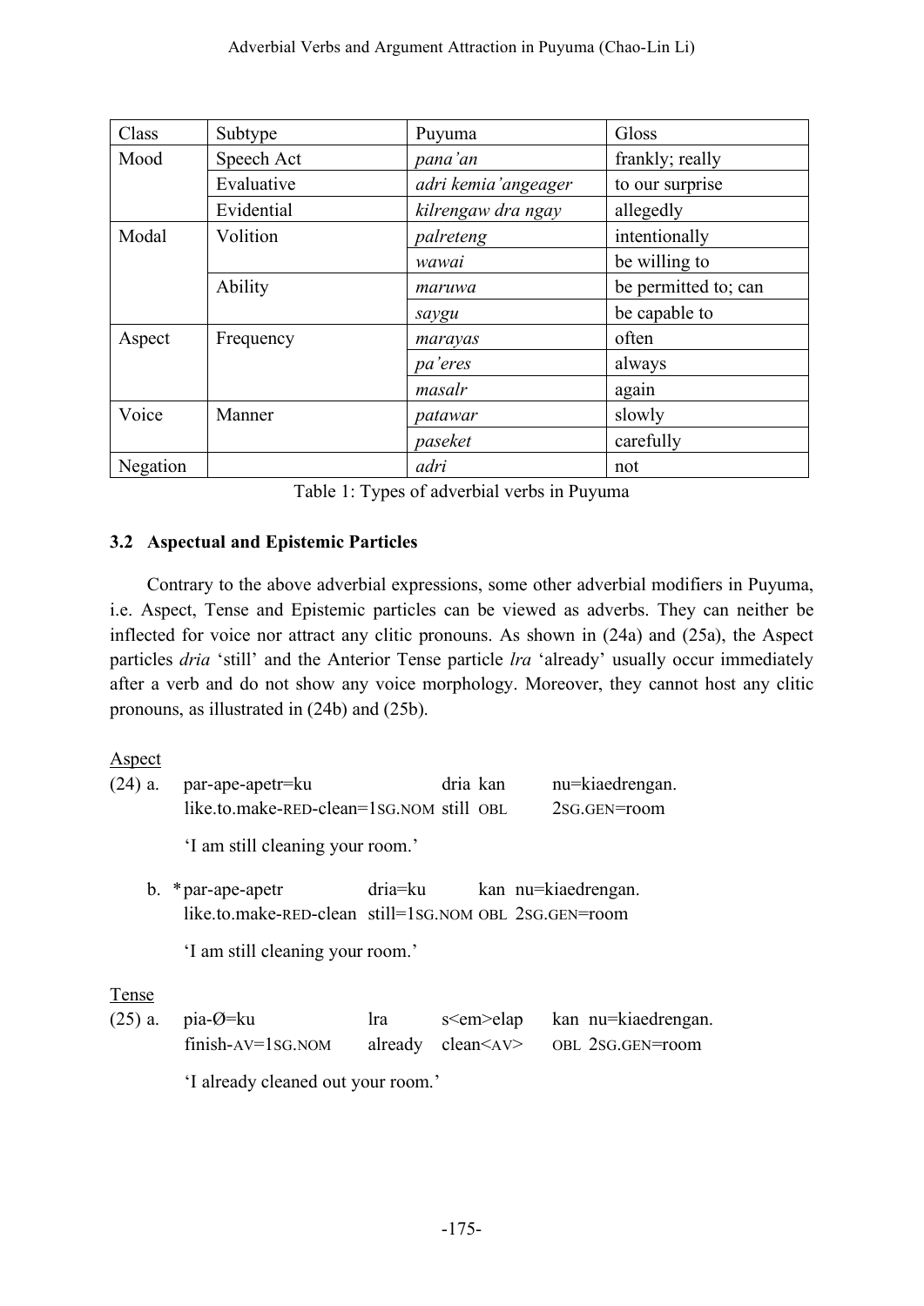| Class | Subtype | Puyuma | Gloss |
| --- | --- | --- | --- |
| Mood | Speech Act | *pana'an* | frankly; really |
| | Evaluative | *adri kemia'angeager* | to our surprise |
| | Evidential | *kilrengaw dra ngay* | allegedly |
| Modal | Volition | *palreteng* | intentionally |
| | | *wawai* | be willing to |
| | Ability | *maruwa* | be permitted to; can |
| | | *saygu* | be capable to |
| Aspect | Frequency | *marayas* | often |
| | | *pa'eres* | always |
| | | *masalr* | again |
| Voice | Manner | *patawar* | slowly |
| | | *paseket* | carefully |
| Negation | | *adri* | not |

Table 1: Types of adverbial verbs in Puyuma

### 3.2 Aspectual and Epistemic Particles

Contrary to the above adverbial expressions, some other adverbial modifiers in Puyuma, i.e. Aspect, Tense and Epistemic particles can be viewed as adverbs. They can neither be inflected for voice nor attract any clitic pronouns. As shown in (24a) and (25a), the Aspect particles *dria* 'still' and the Anterior Tense particle *lra* 'already' usually occur immediately after a verb and do not show any voice morphology. Moreover, they cannot host any clitic pronouns, as illustrated in (24b) and (25b).

Aspect

(24) a. par-ape-apetr=ku dria kan nu=kiaedrengan.
like.to.make-RED-clean=1SG.NOM still OBL 2SG.GEN=room

'I am still cleaning your room.'

b. *par-ape-apetr dria=ku kan nu=kiaedrengan.
like.to.make-RED-clean still=1SG.NOM OBL 2SG.GEN=room

'I am still cleaning your room.'

Tense

(25) a. pia-Ø=ku lra s<em>elap kan nu=kiaedrengan.
finish-AV=1SG.NOM already clean<AV> OBL 2SG.GEN=room

'I already cleaned out your room.'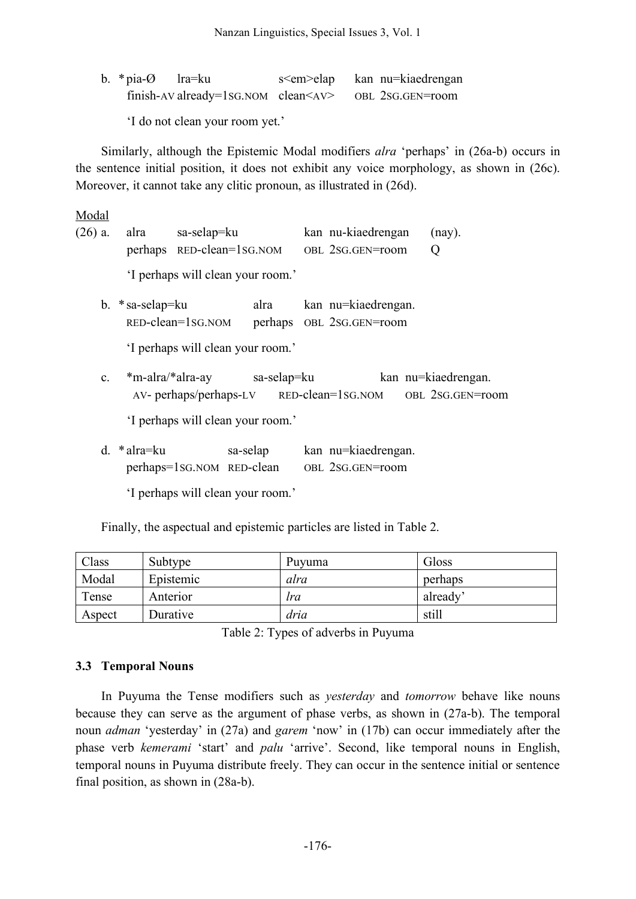b. \* pia-Ø lra=ku s<em>elap kan nu=kiaedrengan
   finish-AV already=1SG.NOM clean<AV> OBL 2SG.GEN=room

   'I do not clean your room yet.'

Similarly, although the Epistemic Modal modifiers *alra* 'perhaps' in (26a-b) occurs in the sentence initial position, it does not exhibit any voice morphology, as shown in (26c). Moreover, it cannot take any clitic pronoun, as illustrated in (26d).

Modal

(26) a. alra sa-selap=ku kan nu-kiaedrengan (nay).
   perhaps RED-clean=1SG.NOM OBL 2SG.GEN=room Q

   'I perhaps will clean your room.'

b. \* sa-selap=ku alra kan nu=kiaedrengan.
   RED-clean=1SG.NOM perhaps OBL 2SG.GEN=room

   'I perhaps will clean your room.'

c. \*m-alra/\*alra-ay sa-selap=ku kan nu=kiaedrengan.
   AV- perhaps/perhaps-LV RED-clean=1SG.NOM OBL 2SG.GEN=room

   'I perhaps will clean your room.'

d. \* alra=ku sa-selap kan nu=kiaedrengan.
   perhaps=1SG.NOM RED-clean OBL 2SG.GEN=room

   'I perhaps will clean your room.'

Finally, the aspectual and epistemic particles are listed in Table 2.

| Class | Subtype | Puyuma | Gloss |
|---|---|---|---|
| Modal | Epistemic | *alra* | perhaps |
| Tense | Anterior | *lra* | already' |
| Aspect | Durative | *dria* | still |

Table 2: Types of adverbs in Puyuma

### 3.3 Temporal Nouns

In Puyuma the Tense modifiers such as *yesterday* and *tomorrow* behave like nouns because they can serve as the argument of phase verbs, as shown in (27a-b). The temporal noun *adman* 'yesterday' in (27a) and *garem* 'now' in (17b) can occur immediately after the phase verb *kemerami* 'start' and *palu* 'arrive'. Second, like temporal nouns in English, temporal nouns in Puyuma distribute freely. They can occur in the sentence initial or sentence final position, as shown in (28a-b).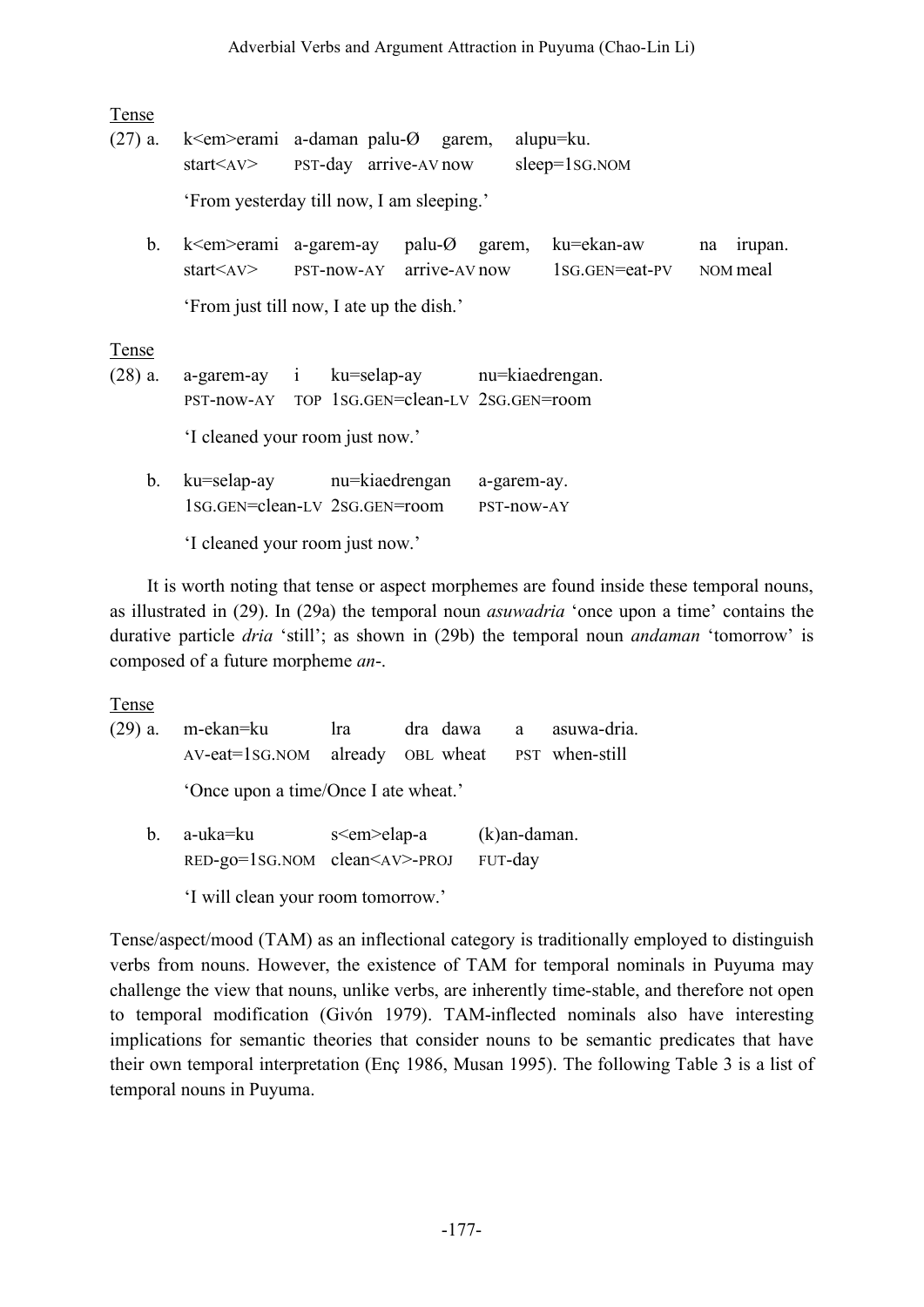Tense

(27) a. k<em>erami a-daman palu-Ø garem, alupu=ku.
start<AV> PST-day arrive-AV now sleep=1SG.NOM

'From yesterday till now, I am sleeping.'

b. k<em>erami a-garem-ay palu-Ø garem, ku=ekan-aw na irupan.
start<AV> PST-now-AY arrive-AV now 1SG.GEN=eat-PV NOM meal

'From just till now, I ate up the dish.'

Tense

(28) a. a-garem-ay i ku=selap-ay nu=kiaedrengan.
PST-now-AY TOP 1SG.GEN=clean-LV 2SG.GEN=room

'I cleaned your room just now.'

b. ku=selap-ay nu=kiaedrengan a-garem-ay.
1SG.GEN=clean-LV 2SG.GEN=room PST-now-AY

'I cleaned your room just now.'

It is worth noting that tense or aspect morphemes are found inside these temporal nouns, as illustrated in (29). In (29a) the temporal noun *asuwadria* 'once upon a time' contains the durative particle *dria* 'still'; as shown in (29b) the temporal noun *andaman* 'tomorrow' is composed of a future morpheme *an-*.

Tense

(29) a. m-ekan=ku lra dra dawa a asuwa-dria.
AV-eat=1SG.NOM already OBL wheat PST when-still

'Once upon a time/Once I ate wheat.'

b. a-uka=ku s<em>elap-a (k)an-daman.
RED-go=1SG.NOM clean<AV>-PROJ FUT-day

'I will clean your room tomorrow.'

Tense/aspect/mood (TAM) as an inflectional category is traditionally employed to distinguish verbs from nouns. However, the existence of TAM for temporal nominals in Puyuma may challenge the view that nouns, unlike verbs, are inherently time-stable, and therefore not open to temporal modification (Givón 1979). TAM-inflected nominals also have interesting implications for semantic theories that consider nouns to be semantic predicates that have their own temporal interpretation (Enç 1986, Musan 1995). The following Table 3 is a list of temporal nouns in Puyuma.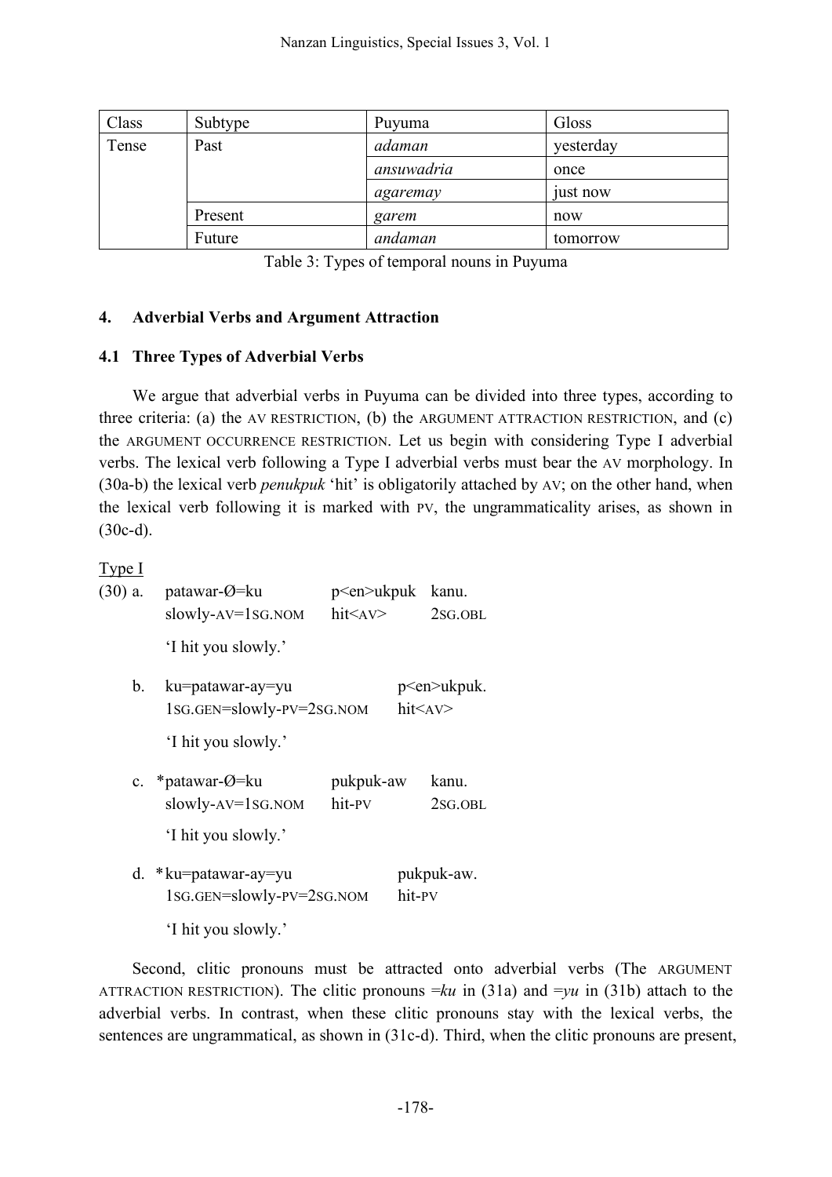| Class | Subtype | Puyuma | Gloss |
|---|---|---|---|
| Tense | Past | *adaman* | yesterday |
| | | *ansuwadria* | once |
| | | *agaremay* | just now |
| | Present | *garem* | now |
| | Future | *andaman* | tomorrow |

Table 3: Types of temporal nouns in Puyuma

## 4. Adverbial Verbs and Argument Attraction

### 4.1 Three Types of Adverbial Verbs

We argue that adverbial verbs in Puyuma can be divided into three types, according to three criteria: (a) the AV RESTRICTION, (b) the ARGUMENT ATTRACTION RESTRICTION, and (c) the ARGUMENT OCCURRENCE RESTRICTION. Let us begin with considering Type I adverbial verbs. The lexical verb following a Type I adverbial verbs must bear the AV morphology. In (30a-b) the lexical verb *penukpuk* 'hit' is obligatorily attached by AV; on the other hand, when the lexical verb following it is marked with PV, the ungrammaticality arises, as shown in (30c-d).

Type I

(30) a. patawar-Ø=ku p<en>ukpuk kanu.
slowly-AV=1SG.NOM hit<AV> 2SG.OBL
'I hit you slowly.'

b. ku=patawar-ay=yu p<en>ukpuk.
1SG.GEN=slowly-PV=2SG.NOM hit<AV>
'I hit you slowly.'

c. *patawar-Ø=ku pukpuk-aw kanu.
slowly-AV=1SG.NOM hit-PV 2SG.OBL
'I hit you slowly.'

d. *ku=patawar-ay=yu pukpuk-aw.
1SG.GEN=slowly-PV=2SG.NOM hit-PV
'I hit you slowly.'

Second, clitic pronouns must be attracted onto adverbial verbs (The ARGUMENT ATTRACTION RESTRICTION). The clitic pronouns =*ku* in (31a) and =*yu* in (31b) attach to the adverbial verbs. In contrast, when these clitic pronouns stay with the lexical verbs, the sentences are ungrammatical, as shown in (31c-d). Third, when the clitic pronouns are present,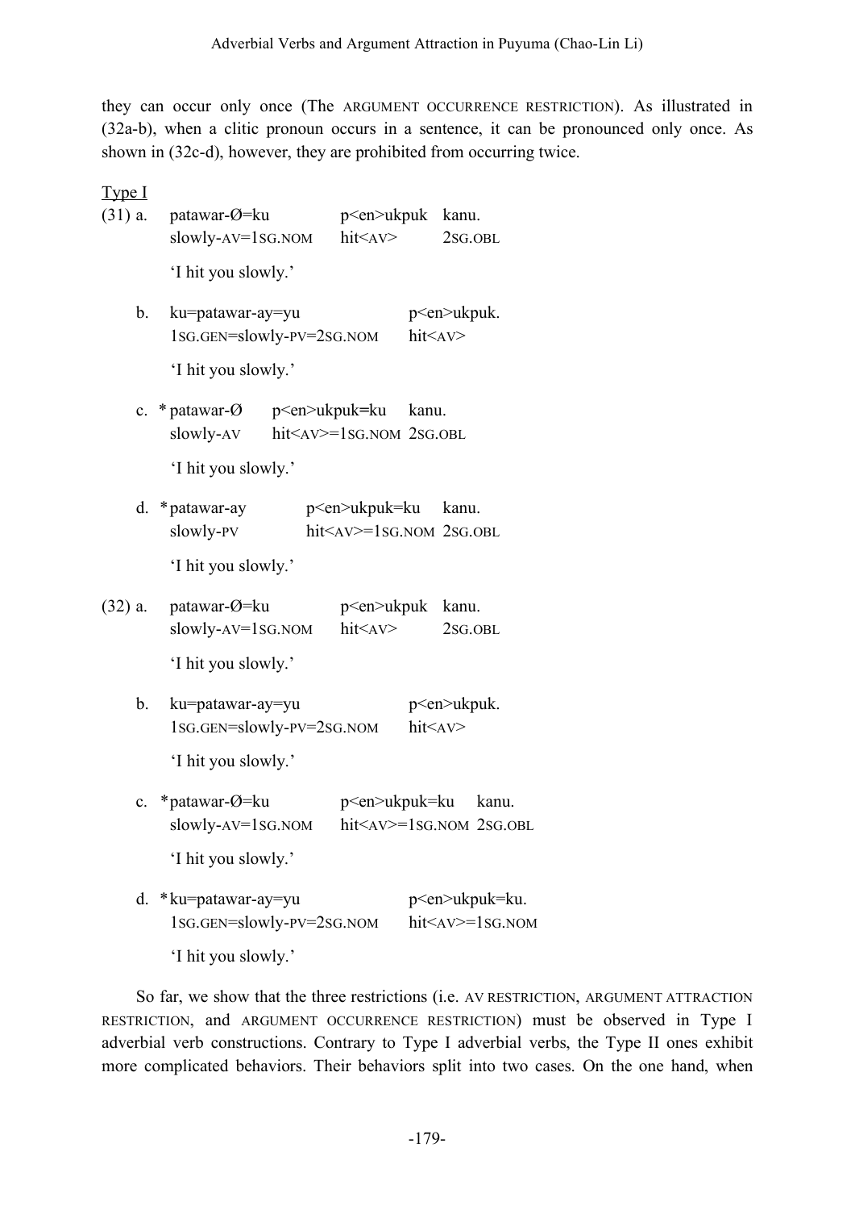they can occur only once (The ARGUMENT OCCURRENCE RESTRICTION). As illustrated in (32a-b), when a clitic pronoun occurs in a sentence, it can be pronounced only once. As shown in (32c-d), however, they are prohibited from occurring twice.

Type I

(31) a. patawar-Ø=ku p<en>ukpuk kanu.
slowly-AV=1SG.NOM hit<AV> 2SG.OBL
'I hit you slowly.'

b. ku=patawar-ay=yu p<en>ukpuk.
1SG.GEN=slowly-PV=2SG.NOM hit<AV>
'I hit you slowly.'

c. * patawar-Ø p<en>ukpuk=ku kanu.
slowly-AV hit<AV>=1SG.NOM 2SG.OBL
'I hit you slowly.'

d. * patawar-ay p<en>ukpuk=ku kanu.
slowly-PV hit<AV>=1SG.NOM 2SG.OBL
'I hit you slowly.'

(32) a. patawar-Ø=ku p<en>ukpuk kanu.
slowly-AV=1SG.NOM hit<AV> 2SG.OBL
'I hit you slowly.'

b. ku=patawar-ay=yu p<en>ukpuk.
1SG.GEN=slowly-PV=2SG.NOM hit<AV>
'I hit you slowly.'

c. *patawar-Ø=ku p<en>ukpuk=ku kanu.
slowly-AV=1SG.NOM hit<AV>=1SG.NOM 2SG.OBL
'I hit you slowly.'

d. * ku=patawar-ay=yu p<en>ukpuk=ku.
1SG.GEN=slowly-PV=2SG.NOM hit<AV>=1SG.NOM
'I hit you slowly.'

So far, we show that the three restrictions (i.e. AV RESTRICTION, ARGUMENT ATTRACTION RESTRICTION, and ARGUMENT OCCURRENCE RESTRICTION) must be observed in Type I adverbial verb constructions. Contrary to Type I adverbial verbs, the Type II ones exhibit more complicated behaviors. Their behaviors split into two cases. On the one hand, when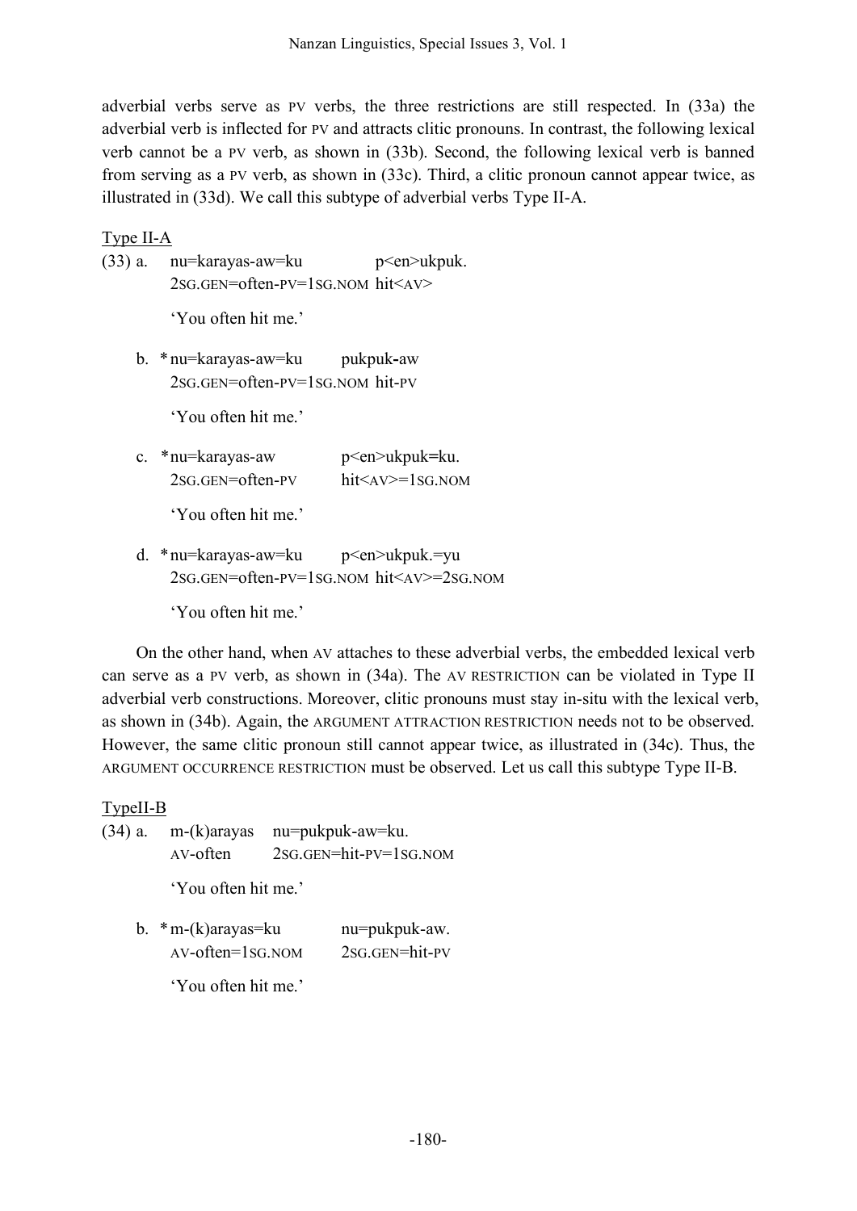adverbial verbs serve as PV verbs, the three restrictions are still respected. In (33a) the adverbial verb is inflected for PV and attracts clitic pronouns. In contrast, the following lexical verb cannot be a PV verb, as shown in (33b). Second, the following lexical verb is banned from serving as a PV verb, as shown in (33c). Third, a clitic pronoun cannot appear twice, as illustrated in (33d). We call this subtype of adverbial verbs Type II-A.

Type II-A

(33) a. nu=karayas-aw=ku p<en>ukpuk.
2SG.GEN=often-PV=1SG.NOM hit<AV>

'You often hit me.'

b. *nu=karayas-aw=ku pukpuk-aw
2SG.GEN=often-PV=1SG.NOM hit-PV

'You often hit me.'

c. *nu=karayas-aw p<en>ukpuk=ku.
2SG.GEN=often-PV hit<AV>=1SG.NOM

'You often hit me.'

d. *nu=karayas-aw=ku p<en>ukpuk.=yu
2SG.GEN=often-PV=1SG.NOM hit<AV>=2SG.NOM

'You often hit me.'

On the other hand, when AV attaches to these adverbial verbs, the embedded lexical verb can serve as a PV verb, as shown in (34a). The AV RESTRICTION can be violated in Type II adverbial verb constructions. Moreover, clitic pronouns must stay in-situ with the lexical verb, as shown in (34b). Again, the ARGUMENT ATTRACTION RESTRICTION needs not to be observed. However, the same clitic pronoun still cannot appear twice, as illustrated in (34c). Thus, the ARGUMENT OCCURRENCE RESTRICTION must be observed. Let us call this subtype Type II-B.

TypeII-B

(34) a. m-(k)arayas nu=pukpuk-aw=ku.
AV-often 2SG.GEN=hit-PV=1SG.NOM

'You often hit me.'

b. *m-(k)arayas=ku nu=pukpuk-aw.
AV-often=1SG.NOM 2SG.GEN=hit-PV

'You often hit me.'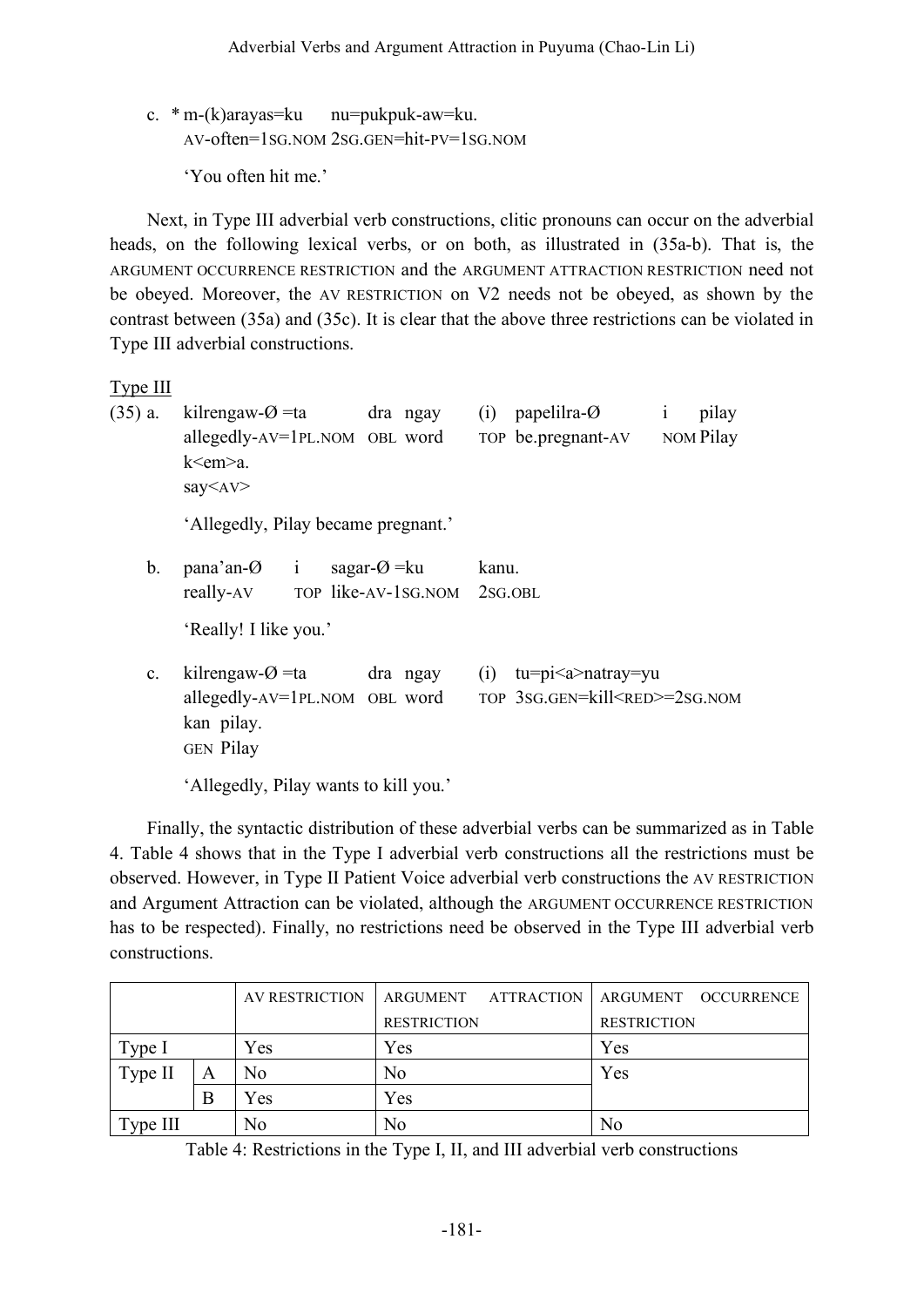c. * m-(k)arayas=ku nu=pukpuk-aw=ku.
   AV-often=1SG.NOM 2SG.GEN=hit-PV=1SG.NOM

   'You often hit me.'

Next, in Type III adverbial verb constructions, clitic pronouns can occur on the adverbial heads, on the following lexical verbs, or on both, as illustrated in (35a-b). That is, the ARGUMENT OCCURRENCE RESTRICTION and the ARGUMENT ATTRACTION RESTRICTION need not be obeyed. Moreover, the AV RESTRICTION on V2 needs not be obeyed, as shown by the contrast between (35a) and (35c). It is clear that the above three restrictions can be violated in Type III adverbial constructions.

Type III

(35) a. kilrengaw-Ø =ta dra ngay (i) papelilra-Ø i pilay k<em>a.
   allegedly-AV=1PL.NOM OBL word TOP be.pregnant-AV NOM Pilay say<AV>

   'Allegedly, Pilay became pregnant.'

b. pana'an-Ø i sagar-Ø =ku kanu.
   really-AV TOP like-AV-1SG.NOM 2SG.OBL

   'Really! I like you.'

c. kilrengaw-Ø =ta dra ngay (i) tu=pi<a>natray=yu kan pilay.
   allegedly-AV=1PL.NOM OBL word TOP 3SG.GEN=kill<RED>=2SG.NOM GEN Pilay

   'Allegedly, Pilay wants to kill you.'

Finally, the syntactic distribution of these adverbial verbs can be summarized as in Table 4. Table 4 shows that in the Type I adverbial verb constructions all the restrictions must be observed. However, in Type II Patient Voice adverbial verb constructions the AV RESTRICTION and Argument Attraction can be violated, although the ARGUMENT OCCURRENCE RESTRICTION has to be respected). Finally, no restrictions need be observed in the Type III adverbial verb constructions.

| | | AV RESTRICTION | ARGUMENT ATTRACTION RESTRICTION | ARGUMENT OCCURRENCE RESTRICTION |
|---|---|---|---|---|
| Type I | | Yes | Yes | Yes |
| Type II | A | No | No | Yes |
| | B | Yes | Yes | |
| Type III | | No | No | No |

Table 4: Restrictions in the Type I, II, and III adverbial verb constructions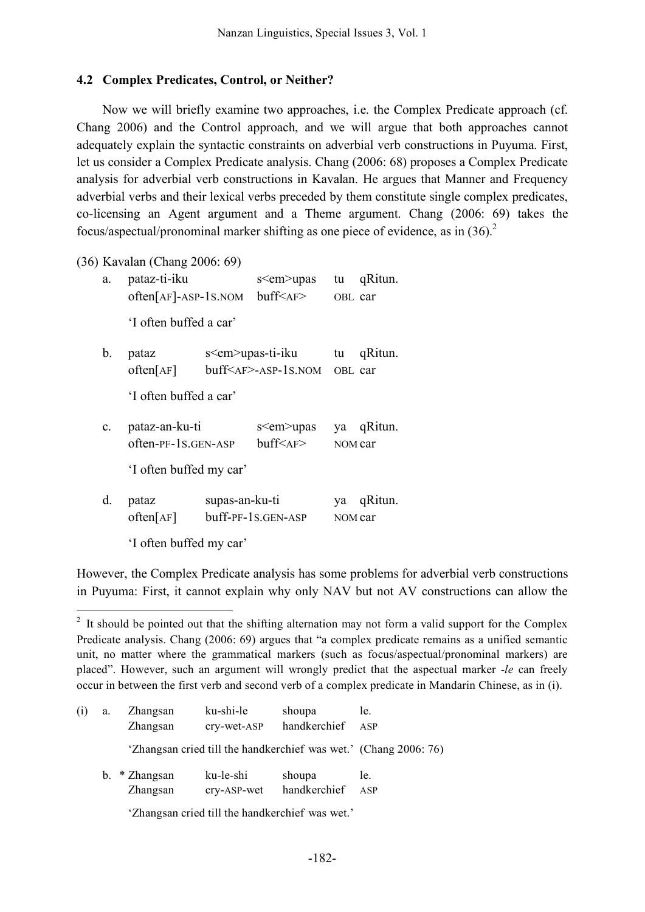### 4.2 Complex Predicates, Control, or Neither?

Now we will briefly examine two approaches, i.e. the Complex Predicate approach (cf. Chang 2006) and the Control approach, and we will argue that both approaches cannot adequately explain the syntactic constraints on adverbial verb constructions in Puyuma. First, let us consider a Complex Predicate analysis. Chang (2006: 68) proposes a Complex Predicate analysis for adverbial verb constructions in Kavalan. He argues that Manner and Frequency adverbial verbs and their lexical verbs preceded by them constitute single complex predicates, co-licensing an Agent argument and a Theme argument. Chang (2006: 69) takes the focus/aspectual/pronominal marker shifting as one piece of evidence, as in (36).[2]

(36) Kavalan (Chang 2006: 69)

a. pataz-ti-iku s<em>upas tu qRitun.
   often[AF]-ASP-1S.NOM buff<AF> OBL car
   'I often buffed a car'

b. pataz s<em>upas-ti-iku tu qRitun.
   often[AF] buff<AF>-ASP-1S.NOM OBL car
   'I often buffed a car'

c. pataz-an-ku-ti s<em>upas ya qRitun.
   often-PF-1S.GEN-ASP buff<AF> NOM car
   'I often buffed my car'

d. pataz supas-an-ku-ti ya qRitun.
   often[AF] buff-PF-1S.GEN-ASP NOM car
   'I often buffed my car'

However, the Complex Predicate analysis has some problems for adverbial verb constructions in Puyuma: First, it cannot explain why only NAV but not AV constructions can allow the

---

[2] It should be pointed out that the shifting alternation may not form a valid support for the Complex Predicate analysis. Chang (2006: 69) argues that "a complex predicate remains as a unified semantic unit, no matter where the grammatical markers (such as focus/aspectual/pronominal markers) are placed". However, such an argument will wrongly predict that the aspectual marker *-le* can freely occur in between the first verb and second verb of a complex predicate in Mandarin Chinese, as in (i).

(i) a. Zhangsan ku-shi-le shoupa le.
   Zhangsan cry-wet-ASP handkerchief ASP
   'Zhangsan cried till the handkerchief was wet.' (Chang 2006: 76)

b. * Zhangsan ku-le-shi shoupa le.
   Zhangsan cry-ASP-wet handkerchief ASP
   'Zhangsan cried till the handkerchief was wet.'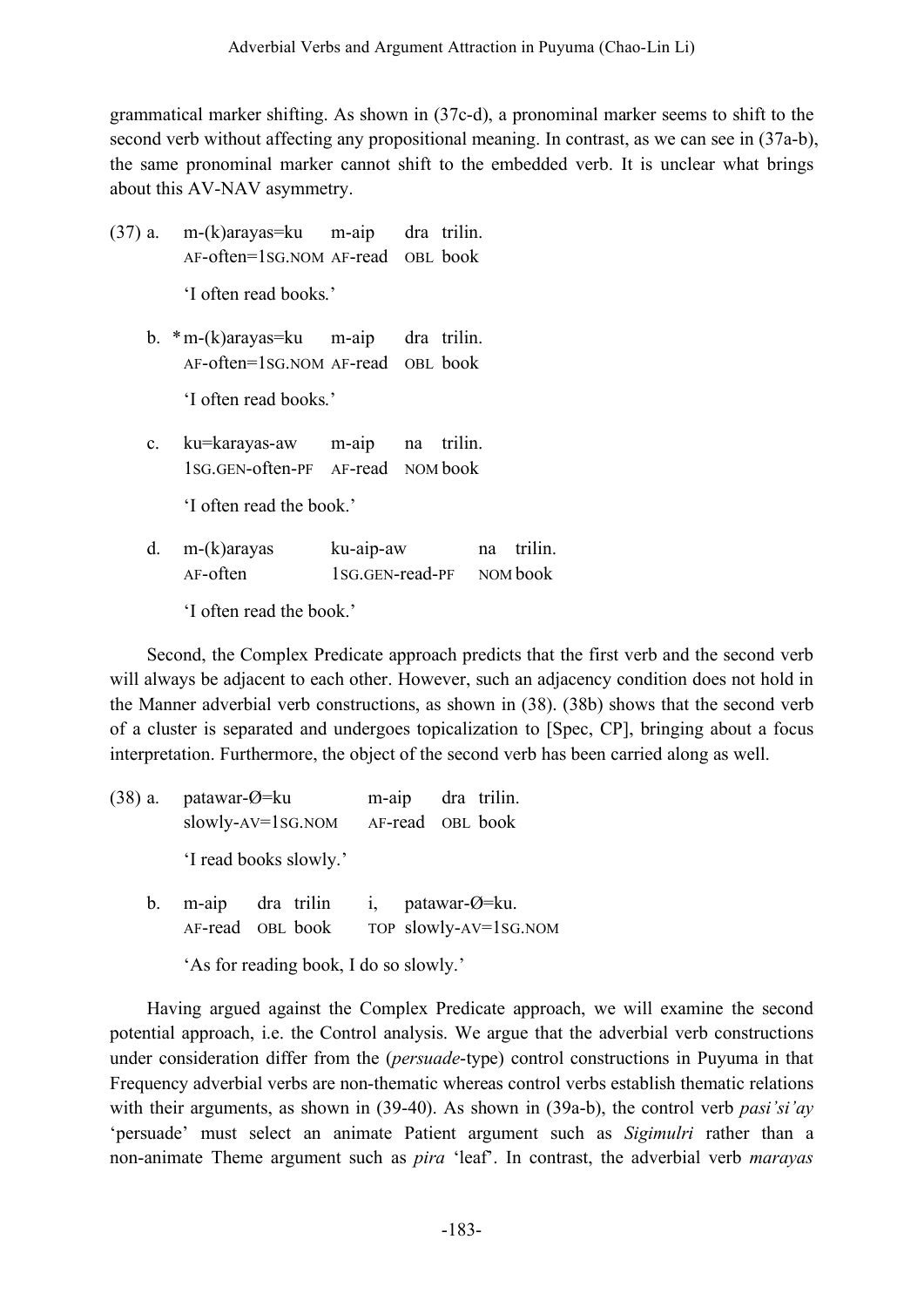grammatical marker shifting. As shown in (37c-d), a pronominal marker seems to shift to the second verb without affecting any propositional meaning. In contrast, as we can see in (37a-b), the same pronominal marker cannot shift to the embedded verb. It is unclear what brings about this AV-NAV asymmetry.

(37) a. m-(k)arayas=ku m-aip dra trilin.
AF-often=1SG.NOM AF-read OBL book
'I often read books.'

b. * m-(k)arayas=ku m-aip dra trilin.
AF-often=1SG.NOM AF-read OBL book
'I often read books.'

c. ku=karayas-aw m-aip na trilin.
1SG.GEN-often-PF AF-read NOM book
'I often read the book.'

d. m-(k)arayas ku-aip-aw na trilin.
AF-often 1SG.GEN-read-PF NOM book
'I often read the book.'

Second, the Complex Predicate approach predicts that the first verb and the second verb will always be adjacent to each other. However, such an adjacency condition does not hold in the Manner adverbial verb constructions, as shown in (38). (38b) shows that the second verb of a cluster is separated and undergoes topicalization to [Spec, CP], bringing about a focus interpretation. Furthermore, the object of the second verb has been carried along as well.

(38) a. patawar-Ø=ku m-aip dra trilin.
slowly-AV=1SG.NOM AF-read OBL book
'I read books slowly.'

b. m-aip dra trilin i, patawar-Ø=ku.
AF-read OBL book TOP slowly-AV=1SG.NOM
'As for reading book, I do so slowly.'

Having argued against the Complex Predicate approach, we will examine the second potential approach, i.e. the Control analysis. We argue that the adverbial verb constructions under consideration differ from the (*persuade*-type) control constructions in Puyuma in that Frequency adverbial verbs are non-thematic whereas control verbs establish thematic relations with their arguments, as shown in (39-40). As shown in (39a-b), the control verb *pasi'si'ay* 'persuade' must select an animate Patient argument such as *Sigimulri* rather than a non-animate Theme argument such as *pira* 'leaf'. In contrast, the adverbial verb *marayas*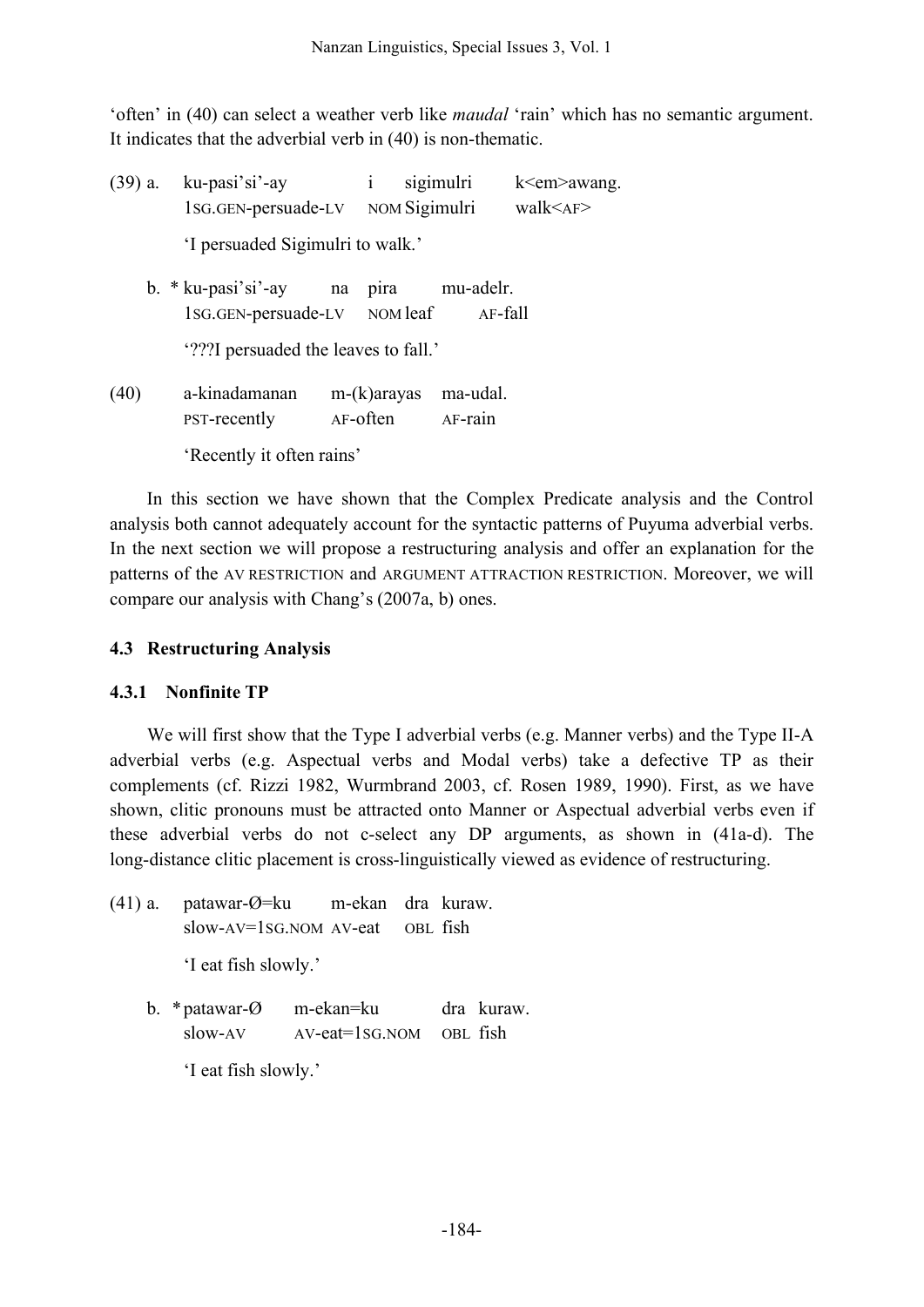'often' in (40) can select a weather verb like *maudal* 'rain' which has no semantic argument. It indicates that the adverbial verb in (40) is non-thematic.

(39) a. ku-pasi'si'-ay i sigimulri k<em>awang.
  1SG.GEN-persuade-LV NOM Sigimulri walk<AF>
  'I persuaded Sigimulri to walk.'

 b. * ku-pasi'si'-ay na pira mu-adelr.
  1SG.GEN-persuade-LV NOM leaf AF-fall
  '???I persuaded the leaves to fall.'

(40) a-kinadamanan m-(k)arayas ma-udal.
  PST-recently AF-often AF-rain
  'Recently it often rains'

In this section we have shown that the Complex Predicate analysis and the Control analysis both cannot adequately account for the syntactic patterns of Puyuma adverbial verbs. In the next section we will propose a restructuring analysis and offer an explanation for the patterns of the AV RESTRICTION and ARGUMENT ATTRACTION RESTRICTION. Moreover, we will compare our analysis with Chang's (2007a, b) ones.

### 4.3 Restructuring Analysis

#### 4.3.1 Nonfinite TP

We will first show that the Type I adverbial verbs (e.g. Manner verbs) and the Type II-A adverbial verbs (e.g. Aspectual verbs and Modal verbs) take a defective TP as their complements (cf. Rizzi 1982, Wurmbrand 2003, cf. Rosen 1989, 1990). First, as we have shown, clitic pronouns must be attracted onto Manner or Aspectual adverbial verbs even if these adverbial verbs do not c-select any DP arguments, as shown in (41a-d). The long-distance clitic placement is cross-linguistically viewed as evidence of restructuring.

(41) a. patawar-Ø=ku m-ekan dra kuraw.
  slow-AV=1SG.NOM AV-eat OBL fish
  'I eat fish slowly.'

 b. * patawar-Ø m-ekan=ku dra kuraw.
  slow-AV AV-eat=1SG.NOM OBL fish
  'I eat fish slowly.'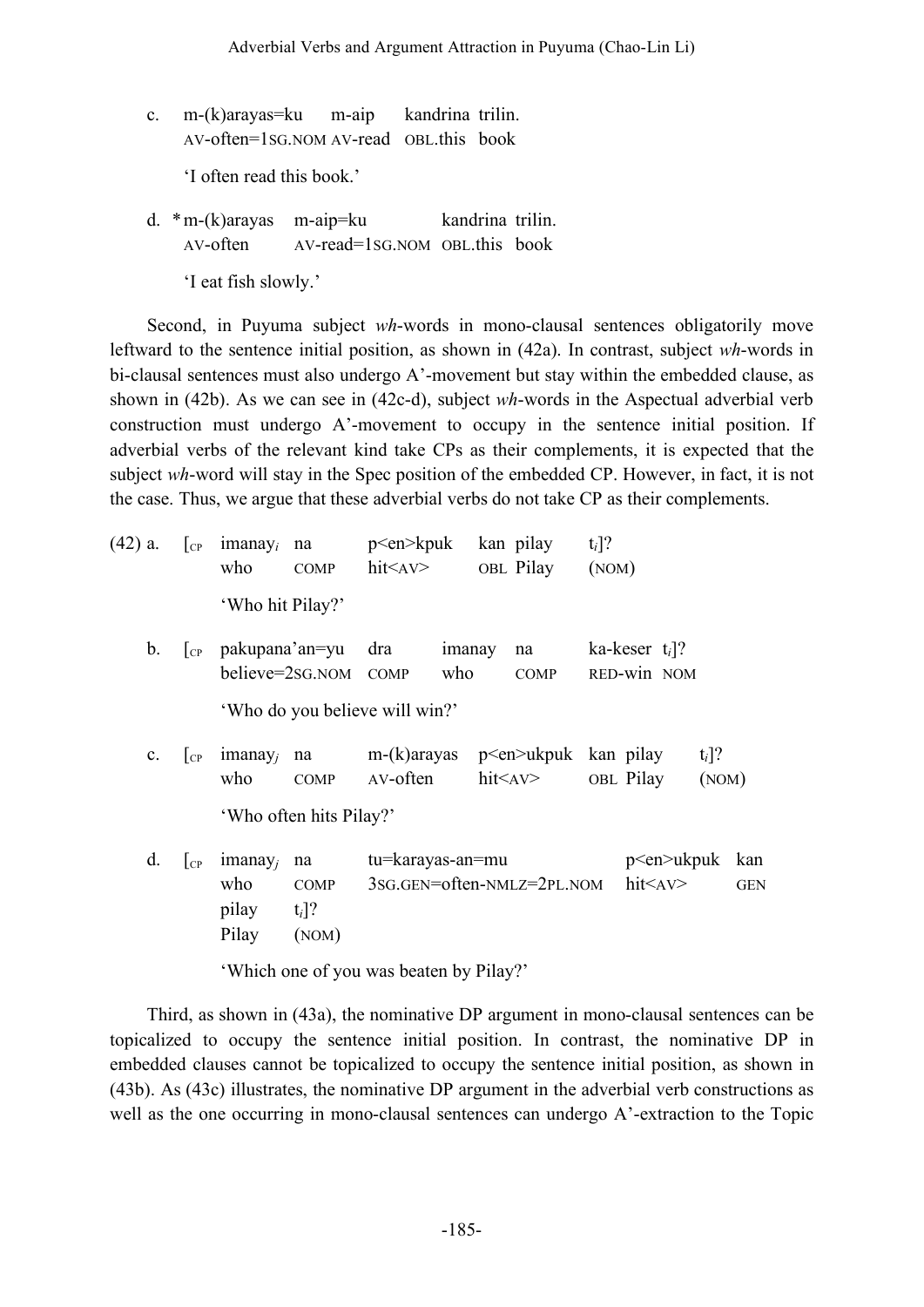c. m-(k)arayas=ku m-aip kandrina trilin.
   AV-often=1SG.NOM AV-read OBL.this book

   'I often read this book.'

d. *m-(k)arayas m-aip=ku kandrina trilin.
   AV-often AV-read=1SG.NOM OBL.this book

   'I eat fish slowly.'

Second, in Puyuma subject *wh*-words in mono-clausal sentences obligatorily move leftward to the sentence initial position, as shown in (42a). In contrast, subject *wh*-words in bi-clausal sentences must also undergo A'-movement but stay within the embedded clause, as shown in (42b). As we can see in (42c-d), subject *wh*-words in the Aspectual adverbial verb construction must undergo A'-movement to occupy in the sentence initial position. If adverbial verbs of the relevant kind take CPs as their complements, it is expected that the subject *wh*-word will stay in the Spec position of the embedded CP. However, in fact, it is not the case. Thus, we argue that these adverbial verbs do not take CP as their complements.

(42) a. [$_{CP}$ imanay$_i$ na p<en>kpuk kan pilay t$_i$]?
   who COMP hit<AV> OBL Pilay (NOM)

   'Who hit Pilay?'

b. [$_{CP}$ pakupana'an=yu dra imanay na ka-keser t$_i$]?
   believe=2SG.NOM COMP who COMP RED-win NOM

   'Who do you believe will win?'

c. [$_{CP}$ imanay$_j$ na m-(k)arayas p<en>ukpuk kan pilay t$_i$]?
   who COMP AV-often hit<AV> OBL Pilay (NOM)

   'Who often hits Pilay?'

d. [$_{CP}$ imanay$_j$ na tu=karayas-an=mu p<en>ukpuk kan pilay t$_i$]?
   who COMP 3SG.GEN=often-NMLZ=2PL.NOM hit<AV> GEN Pilay (NOM)

   'Which one of you was beaten by Pilay?'

Third, as shown in (43a), the nominative DP argument in mono-clausal sentences can be topicalized to occupy the sentence initial position. In contrast, the nominative DP in embedded clauses cannot be topicalized to occupy the sentence initial position, as shown in (43b). As (43c) illustrates, the nominative DP argument in the adverbial verb constructions as well as the one occurring in mono-clausal sentences can undergo A'-extraction to the Topic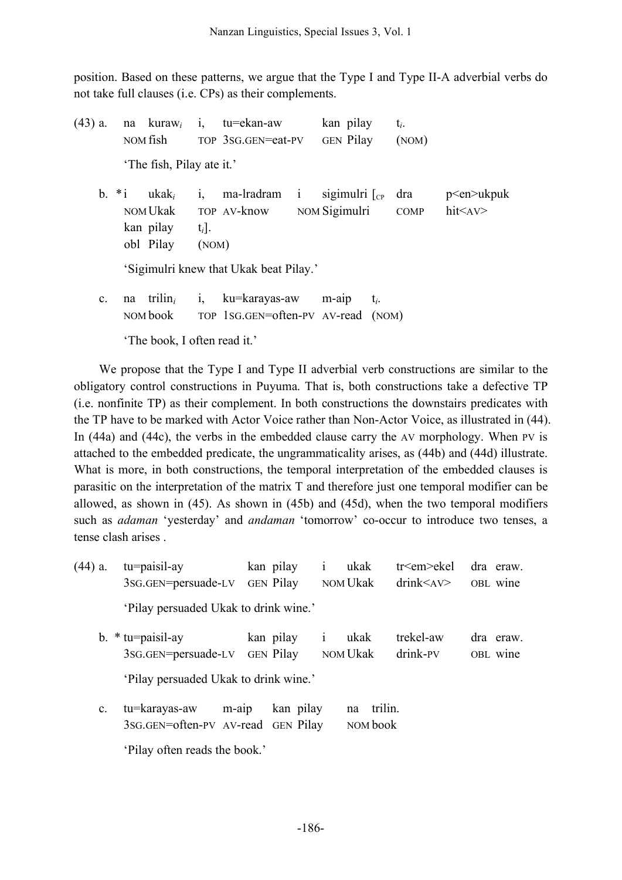position. Based on these patterns, we argue that the Type I and Type II-A adverbial verbs do not take full clauses (i.e. CPs) as their complements.

(43) a. na kuraw$_i$ i, tu=ekan-aw kan pilay t$_i$.
   NOM fish TOP 3SG.GEN=eat-PV GEN Pilay (NOM)

   'The fish, Pilay ate it.'

b. *i ukak$_i$ i, ma-lradram i sigimulri [$_{CP}$ dra p<en>ukpuk
   NOM Ukak TOP AV-know NOM Sigimulri COMP hit<AV>
   kan pilay t$_i$].
   obl Pilay (NOM)

   'Sigimulri knew that Ukak beat Pilay.'

c. na trilin$_i$ i, ku=karayas-aw m-aip t$_i$.
   NOM book TOP 1SG.GEN=often-PV AV-read (NOM)

   'The book, I often read it.'

We propose that the Type I and Type II adverbial verb constructions are similar to the obligatory control constructions in Puyuma. That is, both constructions take a defective TP (i.e. nonfinite TP) as their complement. In both constructions the downstairs predicates with the TP have to be marked with Actor Voice rather than Non-Actor Voice, as illustrated in (44). In (44a) and (44c), the verbs in the embedded clause carry the AV morphology. When PV is attached to the embedded predicate, the ungrammaticality arises, as (44b) and (44d) illustrate. What is more, in both constructions, the temporal interpretation of the embedded clauses is parasitic on the interpretation of the matrix T and therefore just one temporal modifier can be allowed, as shown in (45). As shown in (45b) and (45d), when the two temporal modifiers such as *adaman* 'yesterday' and *andaman* 'tomorrow' co-occur to introduce two tenses, a tense clash arises .

(44) a. tu=paisil-ay kan pilay i ukak tr<em>ekel dra eraw.
   3SG.GEN=persuade-LV GEN Pilay NOM Ukak drink<AV> OBL wine

   'Pilay persuaded Ukak to drink wine.'

b. * tu=paisil-ay kan pilay i ukak trekel-aw dra eraw.
   3SG.GEN=persuade-LV GEN Pilay NOM Ukak drink-PV OBL wine

   'Pilay persuaded Ukak to drink wine.'

c. tu=karayas-aw m-aip kan pilay na trilin.
   3SG.GEN=often-PV AV-read GEN Pilay NOM book

   'Pilay often reads the book.'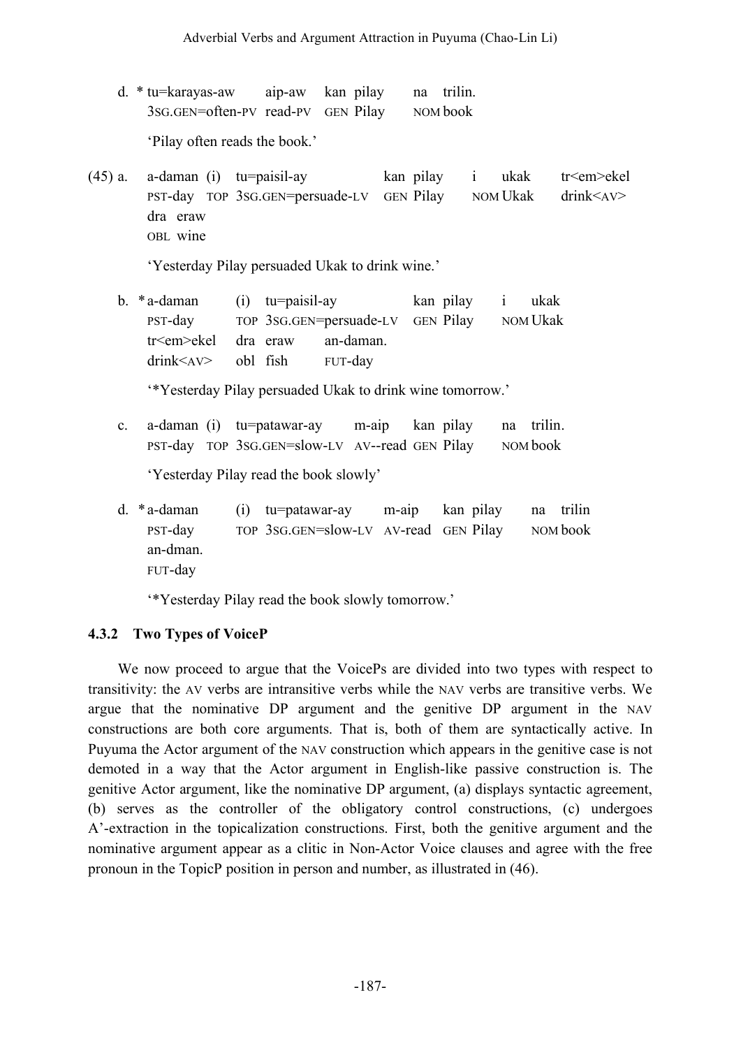d. * tu=karayas-aw aip-aw kan pilay na trilin.
   3SG.GEN=often-PV read-PV GEN Pilay NOM book

   'Pilay often reads the book.'

(45) a. a-daman (i) tu=paisil-ay kan pilay i ukak tr<em>ekel dra eraw
   PST-day TOP 3SG.GEN=persuade-LV GEN Pilay NOM Ukak drink<AV> OBL wine

   'Yesterday Pilay persuaded Ukak to drink wine.'

b. * a-daman (i) tu=paisil-ay kan pilay i ukak tr<em>ekel dra eraw an-daman.
   PST-day TOP 3SG.GEN=persuade-LV GEN Pilay NOM Ukak drink<AV> obl fish FUT-day

   '*Yesterday Pilay persuaded Ukak to drink wine tomorrow.'

c. a-daman (i) tu=patawar-ay m-aip kan pilay na trilin.
   PST-day TOP 3SG.GEN=slow-LV AV--read GEN Pilay NOM book

   'Yesterday Pilay read the book slowly'

d. * a-daman (i) tu=patawar-ay m-aip kan pilay na trilin an-dman.
   PST-day TOP 3SG.GEN=slow-LV AV-read GEN Pilay NOM book FUT-day

   '*Yesterday Pilay read the book slowly tomorrow.'

### 4.3.2 Two Types of VoiceP

We now proceed to argue that the VoicePs are divided into two types with respect to transitivity: the AV verbs are intransitive verbs while the NAV verbs are transitive verbs. We argue that the nominative DP argument and the genitive DP argument in the NAV constructions are both core arguments. That is, both of them are syntactically active. In Puyuma the Actor argument of the NAV construction which appears in the genitive case is not demoted in a way that the Actor argument in English-like passive construction is. The genitive Actor argument, like the nominative DP argument, (a) displays syntactic agreement, (b) serves as the controller of the obligatory control constructions, (c) undergoes A'-extraction in the topicalization constructions. First, both the genitive argument and the nominative argument appear as a clitic in Non-Actor Voice clauses and agree with the free pronoun in the TopicP position in person and number, as illustrated in (46).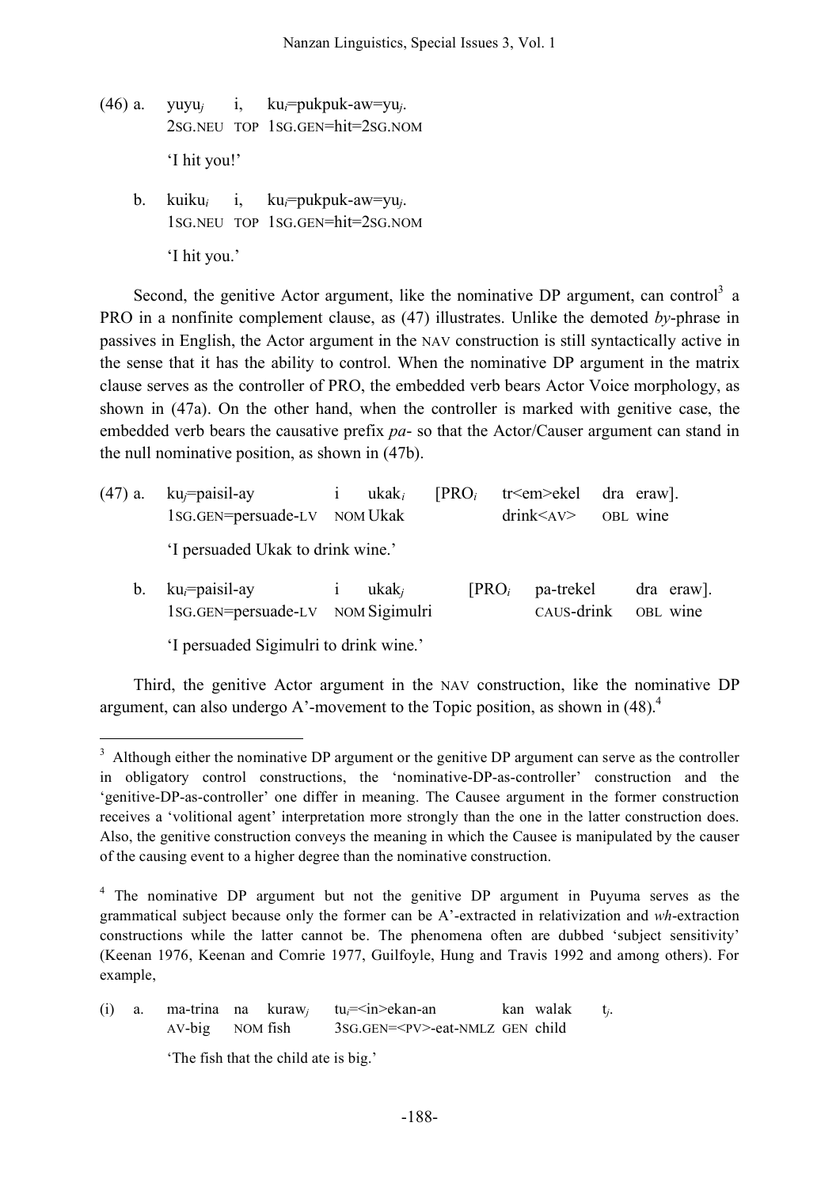(46) a. yuyu$_j$ i, ku$_i$=pukpuk-aw=yu$_j$.
  2SG.NEU TOP 1SG.GEN=hit=2SG.NOM

  'I hit you!'

 b. kuiku$_i$ i, ku$_i$=pukpuk-aw=yu$_j$.
  1SG.NEU TOP 1SG.GEN=hit=2SG.NOM

  'I hit you.'

Second, the genitive Actor argument, like the nominative DP argument, can control[3] a PRO in a nonfinite complement clause, as (47) illustrates. Unlike the demoted *by*-phrase in passives in English, the Actor argument in the NAV construction is still syntactically active in the sense that it has the ability to control. When the nominative DP argument in the matrix clause serves as the controller of PRO, the embedded verb bears Actor Voice morphology, as shown in (47a). On the other hand, when the controller is marked with genitive case, the embedded verb bears the causative prefix *pa-* so that the Actor/Causer argument can stand in the null nominative position, as shown in (47b).

(47) a. ku$_j$=paisil-ay i ukak$_i$ [PRO$_i$ tr<em>ekel dra eraw].
  1SG.GEN=persuade-LV NOM Ukak drink<AV> OBL wine

  'I persuaded Ukak to drink wine.'

 b. ku$_i$=paisil-ay i ukak$_j$ [PRO$_i$ pa-trekel dra eraw].
  1SG.GEN=persuade-LV NOM Sigimulri CAUS-drink OBL wine

  'I persuaded Sigimulri to drink wine.'

Third, the genitive Actor argument in the NAV construction, like the nominative DP argument, can also undergo A'-movement to the Topic position, as shown in (48).[4]

---

[3] Although either the nominative DP argument or the genitive DP argument can serve as the controller in obligatory control constructions, the 'nominative-DP-as-controller' construction and the 'genitive-DP-as-controller' one differ in meaning. The Causee argument in the former construction receives a 'volitional agent' interpretation more strongly than the one in the latter construction does. Also, the genitive construction conveys the meaning in which the Causee is manipulated by the causer of the causing event to a higher degree than the nominative construction.

[4] The nominative DP argument but not the genitive DP argument in Puyuma serves as the grammatical subject because only the former can be A'-extracted in relativization and *wh*-extraction constructions while the latter cannot be. The phenomena often are dubbed 'subject sensitivity' (Keenan 1976, Keenan and Comrie 1977, Guilfoyle, Hung and Travis 1992 and among others). For example,

(i) a. ma-trina na kuraw$_j$ tu$_i$=<in>ekan-an kan walak t$_j$.
  AV-big NOM fish 3SG.GEN=<PV>-eat-NMLZ GEN child

  'The fish that the child ate is big.'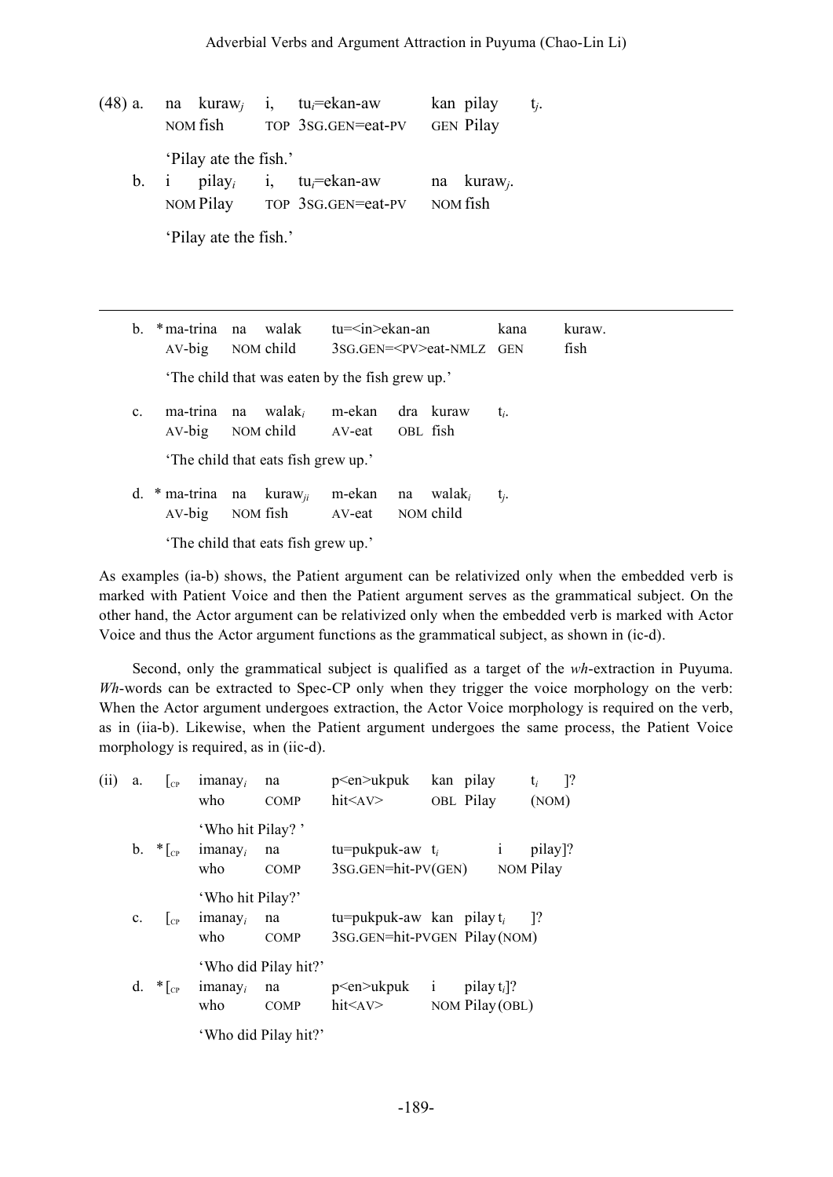(48) a. na kuraw$_j$ i, tu$_i$=ekan-aw kan pilay t$_j$.
NOM fish TOP 3SG.GEN=eat-PV GEN Pilay

'Pilay ate the fish.'

b. i pilay$_i$ i, tu$_i$=ekan-aw na kuraw$_j$.
NOM Pilay TOP 3SG.GEN=eat-PV NOM fish

'Pilay ate the fish.'

---

b. * ma-trina na walak tu=<in>ekan-an kana kuraw.
AV-big NOM child 3SG.GEN=<PV>eat-NMLZ GEN fish

'The child that was eaten by the fish grew up.'

c. ma-trina na walak$_i$ m-ekan dra kuraw t$_i$.
AV-big NOM child AV-eat OBL fish

'The child that eats fish grew up.'

d. * ma-trina na kuraw$_{ji}$ m-ekan na walak$_i$ t$_j$.
AV-big NOM fish AV-eat NOM child

'The child that eats fish grew up.'

As examples (ia-b) shows, the Patient argument can be relativized only when the embedded verb is marked with Patient Voice and then the Patient argument serves as the grammatical subject. On the other hand, the Actor argument can be relativized only when the embedded verb is marked with Actor Voice and thus the Actor argument functions as the grammatical subject, as shown in (ic-d).

Second, only the grammatical subject is qualified as a target of the *wh*-extraction in Puyuma. *Wh*-words can be extracted to Spec-CP only when they trigger the voice morphology on the verb: When the Actor argument undergoes extraction, the Actor Voice morphology is required on the verb, as in (iia-b). Likewise, when the Patient argument undergoes the same process, the Patient Voice morphology is required, as in (iic-d).

(ii) a. [$_{CP}$ imanay$_i$ na p<en>ukpuk kan pilay t$_i$ ]?
who COMP hit<AV> OBL Pilay (NOM)

'Who hit Pilay? '

b. * [$_{CP}$ imanay$_i$ na tu=pukpuk-aw t$_i$ i pilay]?
who COMP 3SG.GEN=hit-PV(GEN) NOM Pilay

'Who hit Pilay?'

c. [$_{CP}$ imanay$_i$ na tu=pukpuk-aw kan pilay t$_i$ ]?
who COMP 3SG.GEN=hit-PVGEN Pilay (NOM)

'Who did Pilay hit?'

d. * [$_{CP}$ imanay$_i$ na p<en>ukpuk i pilay t$_i$]?
who COMP hit<AV> NOM Pilay (OBL)

'Who did Pilay hit?'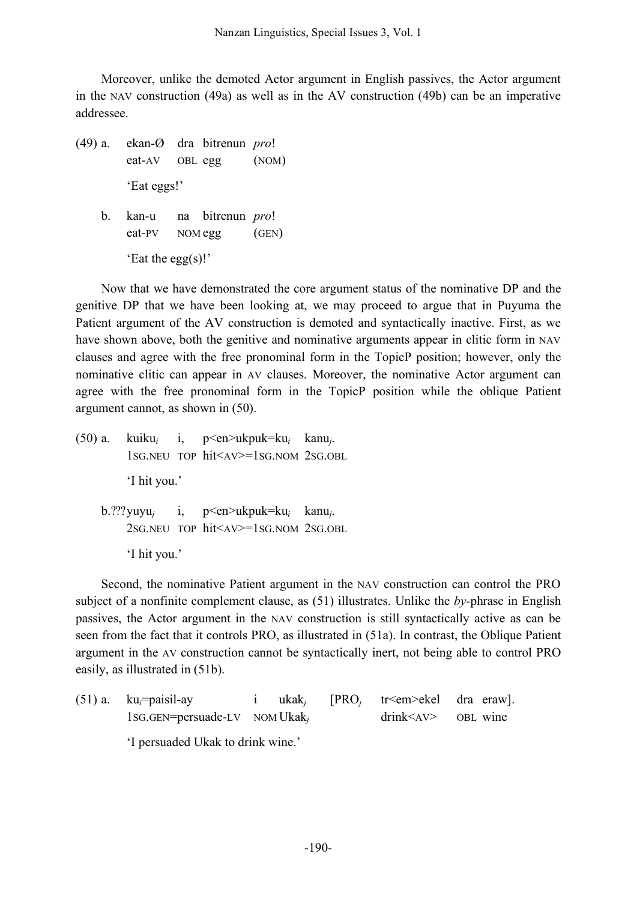Moreover, unlike the demoted Actor argument in English passives, the Actor argument in the NAV construction (49a) as well as in the AV construction (49b) can be an imperative addressee.

(49) a. ekan-Ø dra bitrenun *pro*!
eat-AV OBL egg (NOM)
'Eat eggs!'

b. kan-u na bitrenun *pro*!
eat-PV NOM egg (GEN)
'Eat the egg(s)!'

Now that we have demonstrated the core argument status of the nominative DP and the genitive DP that we have been looking at, we may proceed to argue that in Puyuma the Patient argument of the AV construction is demoted and syntactically inactive. First, as we have shown above, both the genitive and nominative arguments appear in clitic form in NAV clauses and agree with the free pronominal form in the TopicP position; however, only the nominative clitic can appear in AV clauses. Moreover, the nominative Actor argument can agree with the free pronominal form in the TopicP position while the oblique Patient argument cannot, as shown in (50).

(50) a. kuiku$_i$ i, p<en>ukpuk=ku$_i$ kanu$_j$.
1SG.NEU TOP hit<AV>=1SG.NOM 2SG.OBL
'I hit you.'

b.???yuyu$_j$ i, p<en>ukpuk=ku$_i$ kanu$_j$.
2SG.NEU TOP hit<AV>=1SG.NOM 2SG.OBL
'I hit you.'

Second, the nominative Patient argument in the NAV construction can control the PRO subject of a nonfinite complement clause, as (51) illustrates. Unlike the *by*-phrase in English passives, the Actor argument in the NAV construction is still syntactically active as can be seen from the fact that it controls PRO, as illustrated in (51a). In contrast, the Oblique Patient argument in the AV construction cannot be syntactically inert, not being able to control PRO easily, as illustrated in (51b).

(51) a. ku$_i$=paisil-ay i ukak$_j$ [PRO$_j$ tr<em>ekel dra eraw].
1SG.GEN=persuade-LV NOM Ukak$_j$ drink<AV> OBL wine
'I persuaded Ukak to drink wine.'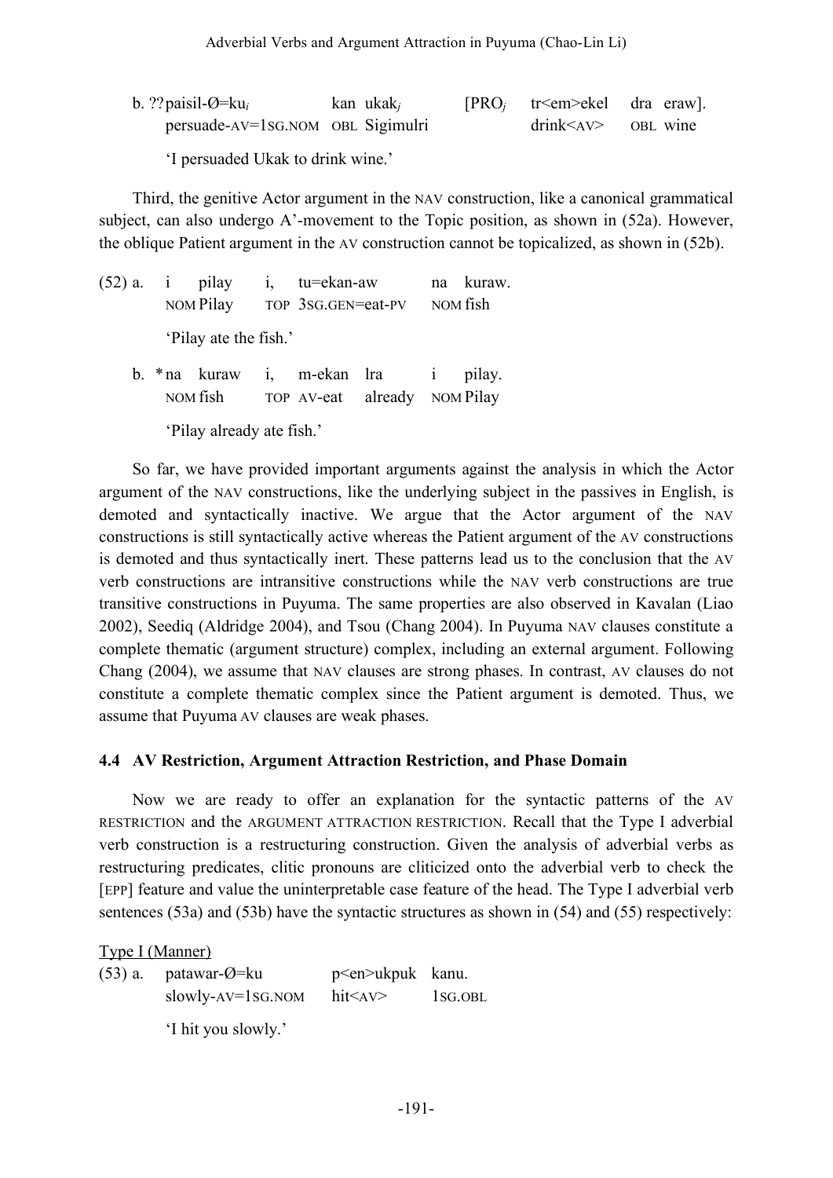b. ??paisil-Ø=ku$_i$ kan ukak$_j$ [PRO$_j$ tr<em>ekel dra eraw].
   persuade-AV=1SG.NOM OBL Sigimulri drink<AV> OBL wine

   'I persuaded Ukak to drink wine.'

Third, the genitive Actor argument in the NAV construction, like a canonical grammatical subject, can also undergo A'-movement to the Topic position, as shown in (52a). However, the oblique Patient argument in the AV construction cannot be topicalized, as shown in (52b).

(52) a. i pilay i, tu=ekan-aw na kuraw.
   NOM Pilay TOP 3SG.GEN=eat-PV NOM fish

   'Pilay ate the fish.'

b. *na kuraw i, m-ekan lra i pilay.
   NOM fish TOP AV-eat already NOM Pilay

   'Pilay already ate fish.'

So far, we have provided important arguments against the analysis in which the Actor argument of the NAV constructions, like the underlying subject in the passives in English, is demoted and syntactically inactive. We argue that the Actor argument of the NAV constructions is still syntactically active whereas the Patient argument of the AV constructions is demoted and thus syntactically inert. These patterns lead us to the conclusion that the AV verb constructions are intransitive constructions while the NAV verb constructions are true transitive constructions in Puyuma. The same properties are also observed in Kavalan (Liao 2002), Seediq (Aldridge 2004), and Tsou (Chang 2004). In Puyuma NAV clauses constitute a complete thematic (argument structure) complex, including an external argument. Following Chang (2004), we assume that NAV clauses are strong phases. In contrast, AV clauses do not constitute a complete thematic complex since the Patient argument is demoted. Thus, we assume that Puyuma AV clauses are weak phases.

### 4.4 AV Restriction, Argument Attraction Restriction, and Phase Domain

Now we are ready to offer an explanation for the syntactic patterns of the AV RESTRICTION and the ARGUMENT ATTRACTION RESTRICTION. Recall that the Type I adverbial verb construction is a restructuring construction. Given the analysis of adverbial verbs as restructuring predicates, clitic pronouns are cliticized onto the adverbial verb to check the [EPP] feature and value the uninterpretable case feature of the head. The Type I adverbial verb sentences (53a) and (53b) have the syntactic structures as shown in (54) and (55) respectively:

Type I (Manner)

(53) a. patawar-Ø=ku p<en>ukpuk kanu.
   slowly-AV=1SG.NOM hit<AV> 1SG.OBL

   'I hit you slowly.'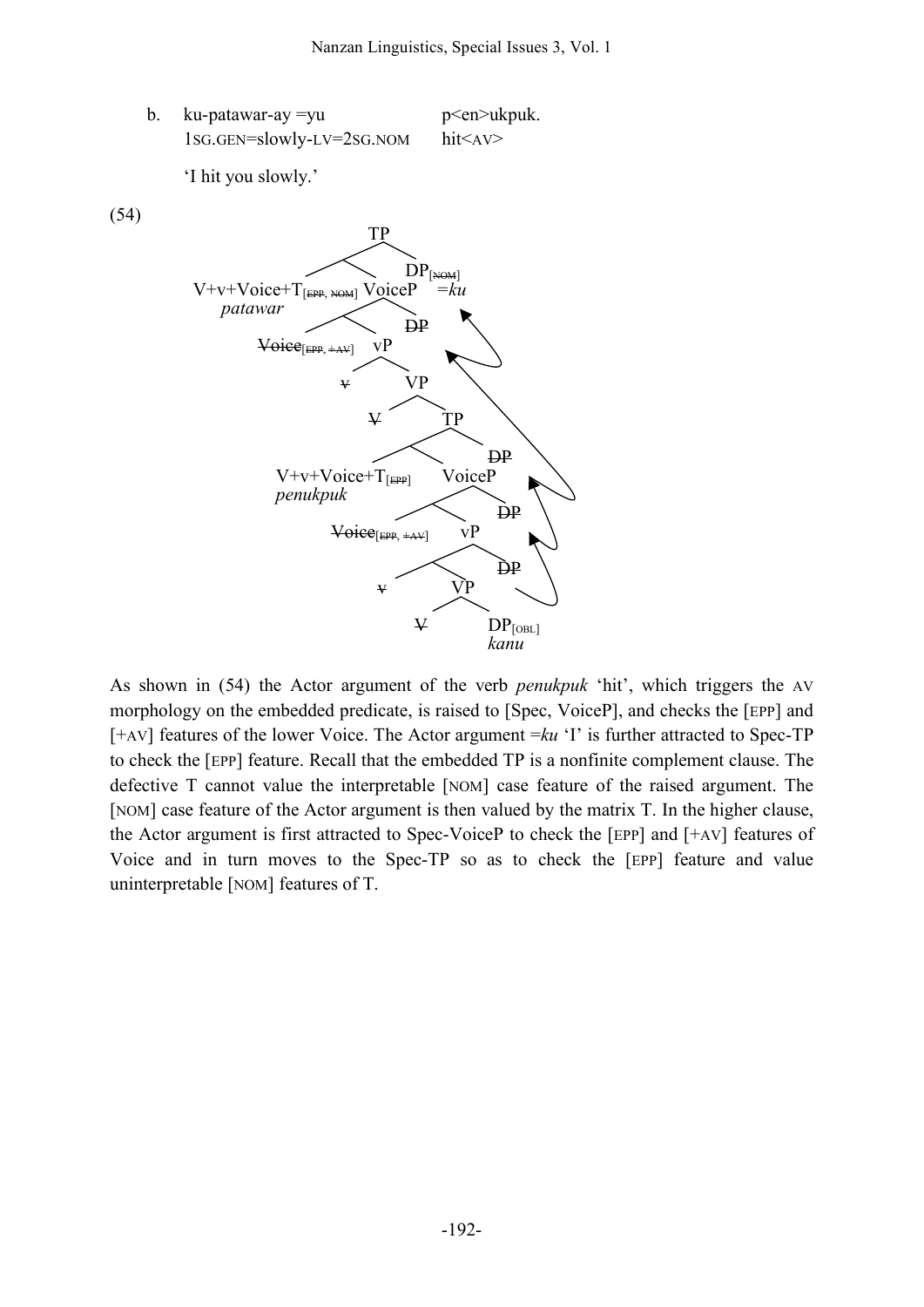b. ku-patawar-ay =yu p<en>ukpuk.
   1SG.GEN=slowly-LV=2SG.NOM hit<AV>

   'I hit you slowly.'

(54)

```
                         TP
                    /         \
   V+v+Voice+T[EPP, NOM]   VoiceP     DP[NOM]
      patawar              /    \       =ku
                      Voice[EPP, +AV]  vP    DP
                                     /   \
                                    v     VP
                                        /    \
                                       V      TP
                                            /     \
                          V+v+Voice+T[EPP]   VoiceP    DP
                            penukpuk        /    \
                                  Voice[EPP, +AV]  vP    DP
                                                 /   \
                                                v     VP    DP
                                                    /    \
                                                   V     DP[OBL]
                                                          kanu
```

As shown in (54) the Actor argument of the verb *penukpuk* 'hit', which triggers the AV morphology on the embedded predicate, is raised to [Spec, VoiceP], and checks the [EPP] and [+AV] features of the lower Voice. The Actor argument =*ku* 'I' is further attracted to Spec-TP to check the [EPP] feature. Recall that the embedded TP is a nonfinite complement clause. The defective T cannot value the interpretable [NOM] case feature of the raised argument. The [NOM] case feature of the Actor argument is then valued by the matrix T. In the higher clause, the Actor argument is first attracted to Spec-VoiceP to check the [EPP] and [+AV] features of Voice and in turn moves to the Spec-TP so as to check the [EPP] feature and value uninterpretable [NOM] features of T.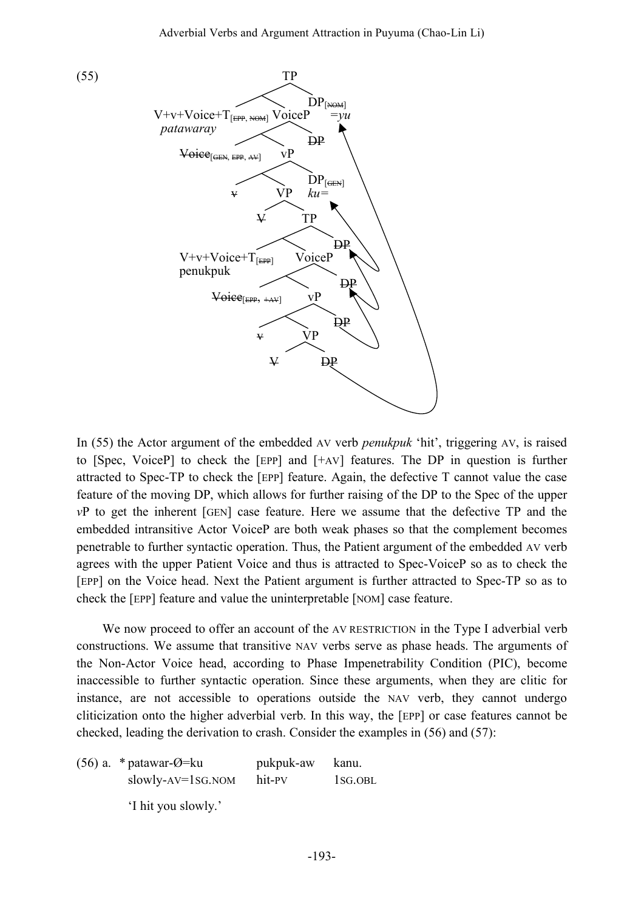(55)

```
                              TP
                    /                \
   V+v+Voice+T[EPP, NOM]   VoiceP          DP[NOM]
   patawaray               /     \         =yu
               Voice[GEN, EPP, AV]   vP      DP
                                   /   \
                                  v     VP    DP[GEN]
                                       /  \    ku=
                                      V    TP
                                         /    \
                        V+v+Voice+T[EPP]   VoiceP   DP
                        penukpuk          /     \
                              Voice[EPP, +AV]   vP   DP
                                              /   \
                                             v     VP   DP
                                                  /  \
                                                 V    DP
```

In (55) the Actor argument of the embedded AV verb *penukpuk* 'hit', triggering AV, is raised to [Spec, VoiceP] to check the [EPP] and [+AV] features. The DP in question is further attracted to Spec-TP to check the [EPP] feature. Again, the defective T cannot value the case feature of the moving DP, which allows for further raising of the DP to the Spec of the upper *v*P to get the inherent [GEN] case feature. Here we assume that the defective TP and the embedded intransitive Actor VoiceP are both weak phases so that the complement becomes penetrable to further syntactic operation. Thus, the Patient argument of the embedded AV verb agrees with the upper Patient Voice and thus is attracted to Spec-VoiceP so as to check the [EPP] on the Voice head. Next the Patient argument is further attracted to Spec-TP so as to check the [EPP] feature and value the uninterpretable [NOM] case feature.

We now proceed to offer an account of the AV RESTRICTION in the Type I adverbial verb constructions. We assume that transitive NAV verbs serve as phase heads. The arguments of the Non-Actor Voice head, according to Phase Impenetrability Condition (PIC), become inaccessible to further syntactic operation. Since these arguments, when they are clitic for instance, are not accessible to operations outside the NAV verb, they cannot undergo cliticization onto the higher adverbial verb. In this way, the [EPP] or case features cannot be checked, leading the derivation to crash. Consider the examples in (56) and (57):

(56) a. * patawar-Ø=ku pukpuk-aw kanu.
slowly-AV=1SG.NOM hit-PV 1SG.OBL
'I hit you slowly.'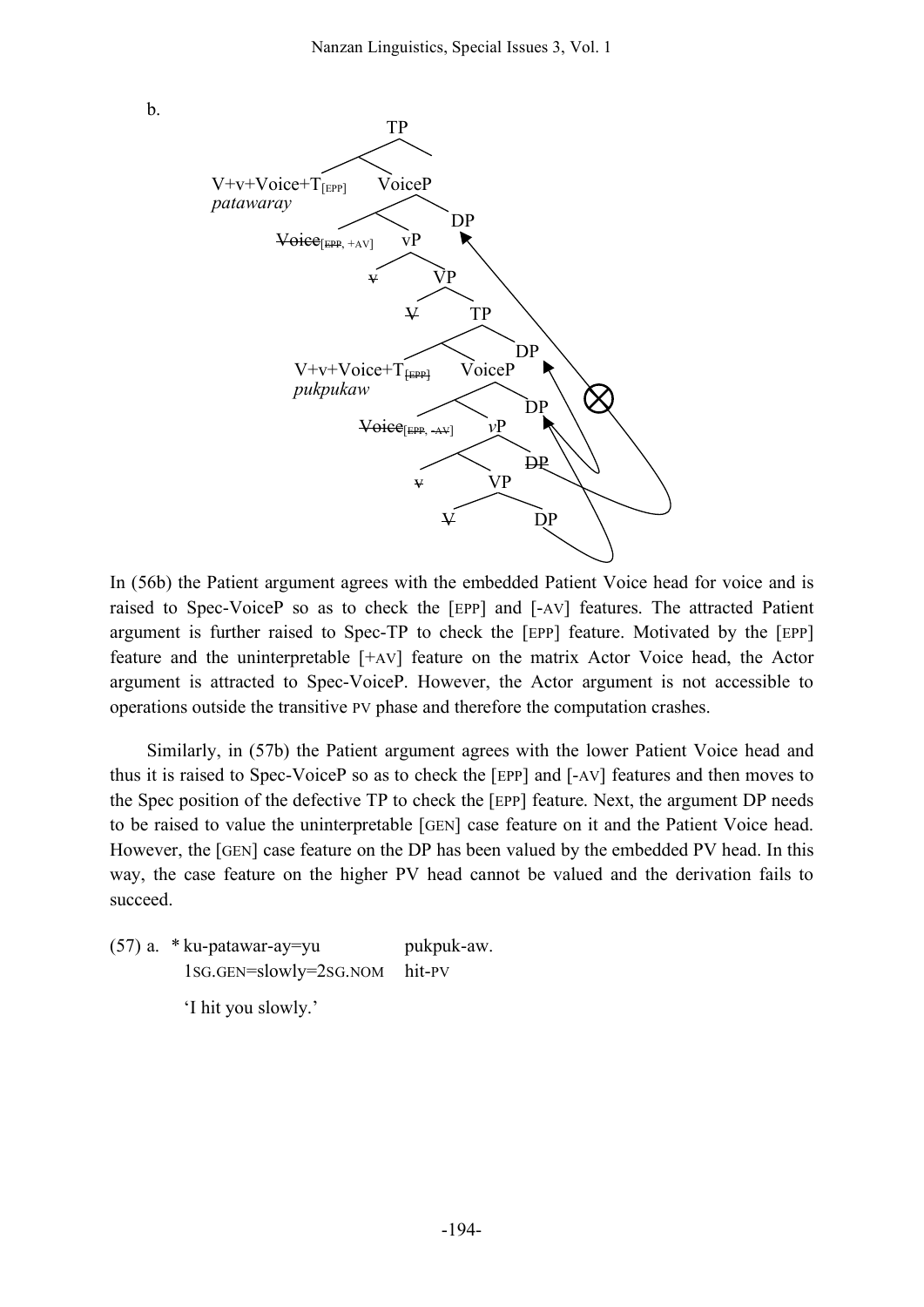b.

```
TP
├── V+v+Voice+T[EPP]  patawaray
└── VoiceP
    ├── Voice[EPP, +AV] (struck)
    │   └── vP
    │       ├── v (struck)
    │       └── VP
    │           ├── V (struck)
    │           └── TP
    │               ├── V+v+Voice+T[EPP] (EPP struck)  pukpukaw
    │               │   └── VoiceP
    │               │       ├── Voice[EPP, -AV] (struck)
    │               │       │   └── vP
    │               │       │       ├── v (struck)
    │               │       │       │   └── VP
    │               │       │       │       ├── V (struck)
    │               │       │       │       └── DP
    │               │       │       └── DP (struck)
    │               │       └── DP
    │               └── DP
    └── DP   ⊗ (movement of Actor DP blocked)
```

In (56b) the Patient argument agrees with the embedded Patient Voice head for voice and is raised to Spec-VoiceP so as to check the [EPP] and [-AV] features. The attracted Patient argument is further raised to Spec-TP to check the [EPP] feature. Motivated by the [EPP] feature and the uninterpretable [+AV] feature on the matrix Actor Voice head, the Actor argument is attracted to Spec-VoiceP. However, the Actor argument is not accessible to operations outside the transitive PV phase and therefore the computation crashes.

Similarly, in (57b) the Patient argument agrees with the lower Patient Voice head and thus it is raised to Spec-VoiceP so as to check the [EPP] and [-AV] features and then moves to the Spec position of the defective TP to check the [EPP] feature. Next, the argument DP needs to be raised to value the uninterpretable [GEN] case feature on it and the Patient Voice head. However, the [GEN] case feature on the DP has been valued by the embedded PV head. In this way, the case feature on the higher PV head cannot be valued and the derivation fails to succeed.

(57) a. * ku-patawar-ay=yu pukpuk-aw.
1SG.GEN=slowly=2SG.NOM hit-PV
'I hit you slowly.'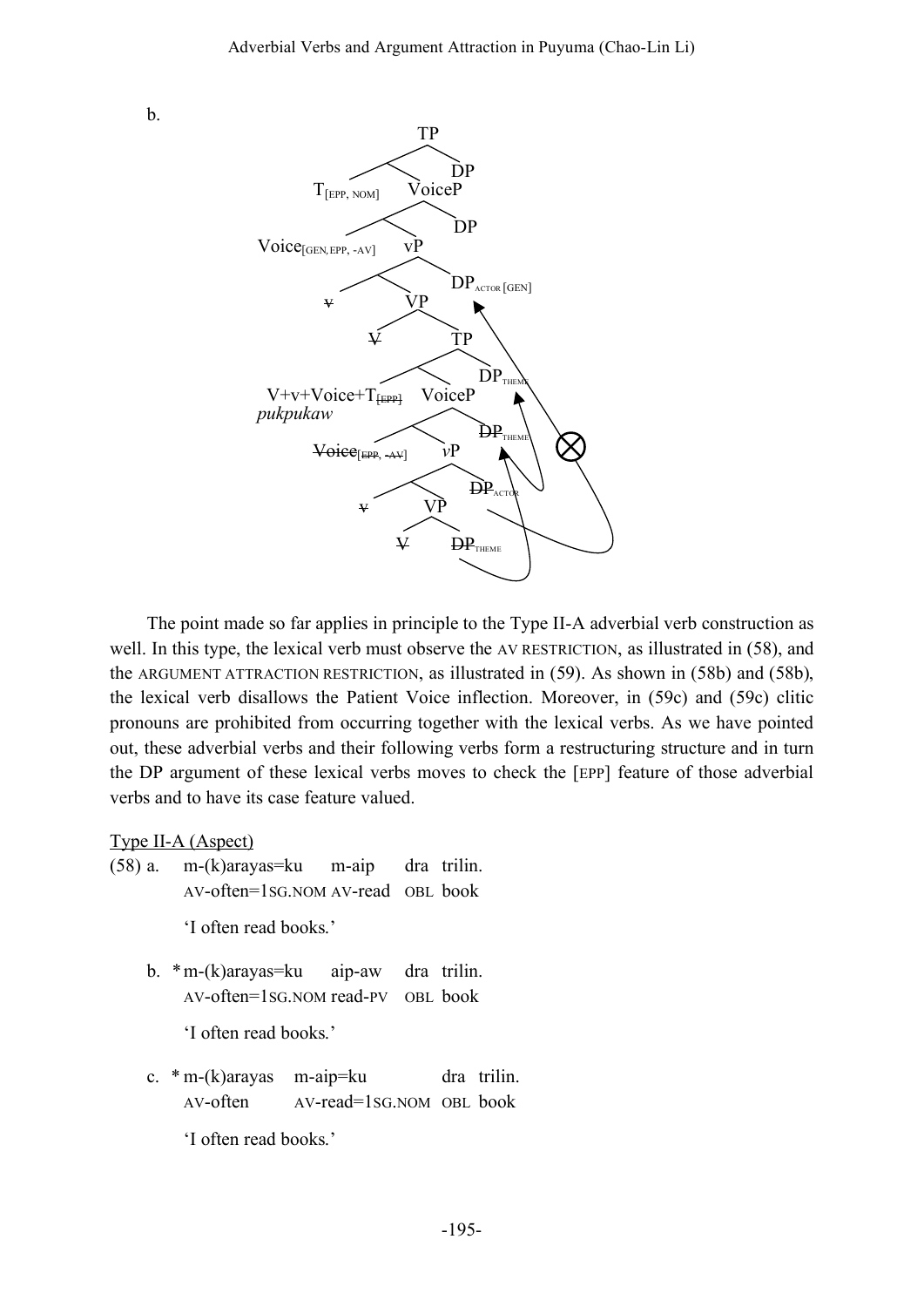b.

TP
T[EPP, NOM] VoiceP DP
Voice[GEN, EPP, -AV] vP DP
v VP DP[ACTOR [GEN]]
V TP
V+v+Voice+T[EPP] VoiceP DP[THEME]
*pukpukaw*
Voice[EPP, -AV] vP DP[THEME]
v VP DP[ACTOR]
V DP[THEME]

The point made so far applies in principle to the Type II-A adverbial verb construction as well. In this type, the lexical verb must observe the AV RESTRICTION, as illustrated in (58), and the ARGUMENT ATTRACTION RESTRICTION, as illustrated in (59). As shown in (58b) and (58b), the lexical verb disallows the Patient Voice inflection. Moreover, in (59c) and (59c) clitic pronouns are prohibited from occurring together with the lexical verbs. As we have pointed out, these adverbial verbs and their following verbs form a restructuring structure and in turn the DP argument of these lexical verbs moves to check the [EPP] feature of those adverbial verbs and to have its case feature valued.

Type II-A (Aspect)

(58) a. m-(k)arayas=ku m-aip dra trilin.
AV-often=1SG.NOM AV-read OBL book
'I often read books.'

b. * m-(k)arayas=ku aip-aw dra trilin.
AV-often=1SG.NOM read-PV OBL book
'I often read books.'

c. * m-(k)arayas m-aip=ku dra trilin.
AV-often AV-read=1SG.NOM OBL book
'I often read books.'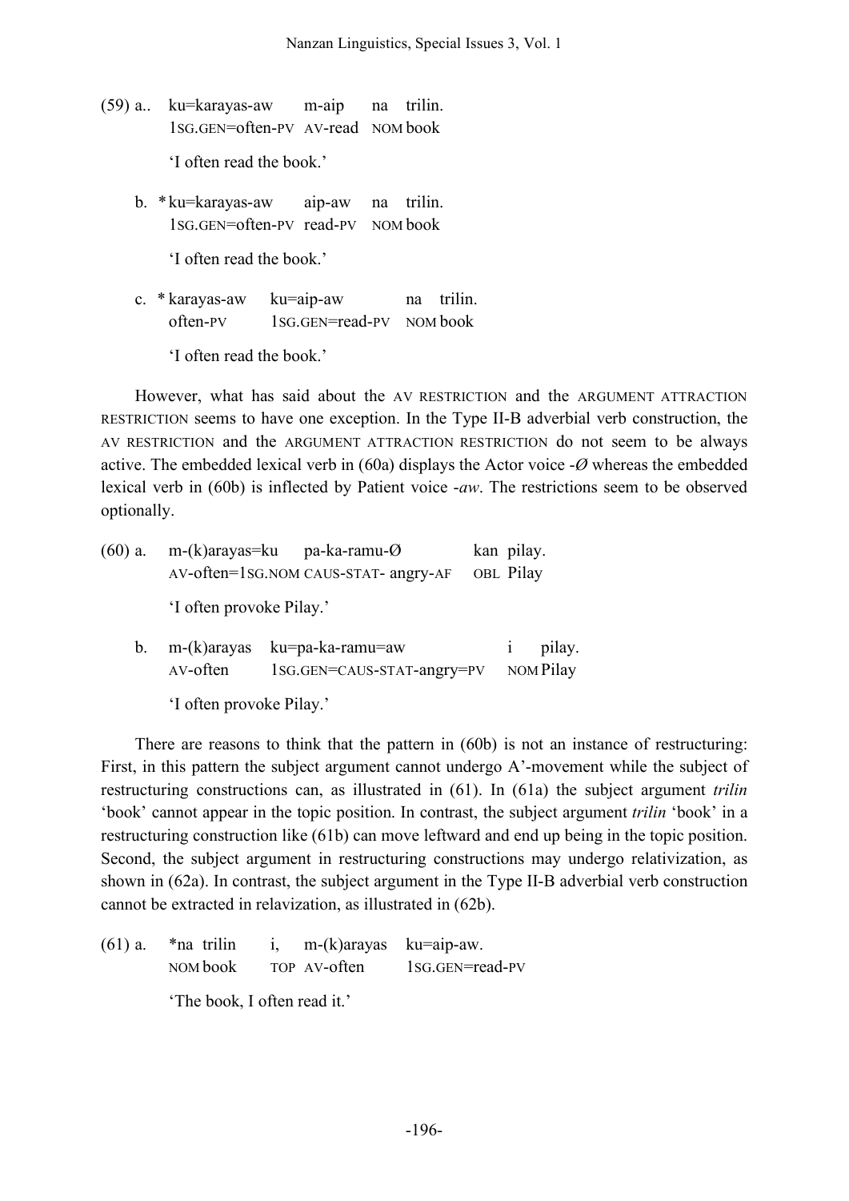(59) a.. ku=karayas-aw m-aip na trilin.
1SG.GEN=often-PV AV-read NOM book
'I often read the book.'

b. *ku=karayas-aw aip-aw na trilin.
1SG.GEN=often-PV read-PV NOM book
'I often read the book.'

c. *karayas-aw ku=aip-aw na trilin.
often-PV 1SG.GEN=read-PV NOM book
'I often read the book.'

However, what has said about the AV RESTRICTION and the ARGUMENT ATTRACTION RESTRICTION seems to have one exception. In the Type II-B adverbial verb construction, the AV RESTRICTION and the ARGUMENT ATTRACTION RESTRICTION do not seem to be always active. The embedded lexical verb in (60a) displays the Actor voice -*Ø* whereas the embedded lexical verb in (60b) is inflected by Patient voice -*aw*. The restrictions seem to be observed optionally.

(60) a. m-(k)arayas=ku pa-ka-ramu-Ø kan pilay.
AV-often=1SG.NOM CAUS-STAT- angry-AF OBL Pilay
'I often provoke Pilay.'

b. m-(k)arayas ku=pa-ka-ramu=aw i pilay.
AV-often 1SG.GEN=CAUS-STAT-angry=PV NOM Pilay
'I often provoke Pilay.'

There are reasons to think that the pattern in (60b) is not an instance of restructuring: First, in this pattern the subject argument cannot undergo A'-movement while the subject of restructuring constructions can, as illustrated in (61). In (61a) the subject argument *trilin* 'book' cannot appear in the topic position. In contrast, the subject argument *trilin* 'book' in a restructuring construction like (61b) can move leftward and end up being in the topic position. Second, the subject argument in restructuring constructions may undergo relativization, as shown in (62a). In contrast, the subject argument in the Type II-B adverbial verb construction cannot be extracted in relavization, as illustrated in (62b).

(61) a. *na trilin i, m-(k)arayas ku=aip-aw.
NOM book TOP AV-often 1SG.GEN=read-PV
'The book, I often read it.'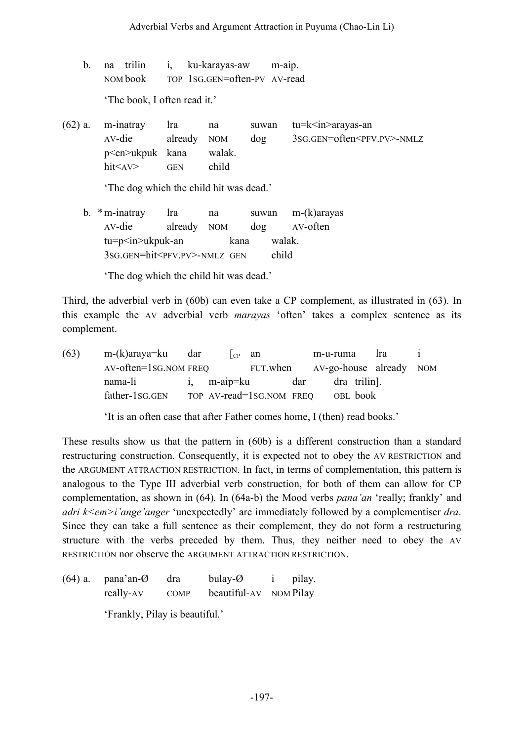b. na trilin i, ku-karayas-aw m-aip.
   NOM book TOP 1SG.GEN=often-PV AV-read

   'The book, I often read it.'

(62) a. m-inatray lra na suwan tu=k<in>arayas-an
        AV-die already NOM dog 3SG.GEN=often<PFV.PV>-NMLZ
        p<en>ukpuk kana walak.
        hit<AV> GEN child

        'The dog which the child hit was dead.'

     b. * m-inatray lra na suwan m-(k)arayas
        AV-die already NOM dog AV-often
        tu=p<in>ukpuk-an kana walak.
        3SG.GEN=hit<PFV.PV>-NMLZ GEN child

        'The dog which the child hit was dead.'

Third, the adverbial verb in (60b) can even take a CP complement, as illustrated in (63). In this example the AV adverbial verb *marayas* 'often' takes a complex sentence as its complement.

(63) m-(k)araya=ku dar [CP an m-u-ruma lra i
     AV-often=1SG.NOM FREQ FUT.when AV-go-house already NOM
     nama-li i, m-aip=ku dar dra trilin].
     father-1SG.GEN TOP AV-read=1SG.NOM FREQ OBL book

     'It is an often case that after Father comes home, I (then) read books.'

These results show us that the pattern in (60b) is a different construction than a standard restructuring construction. Consequently, it is expected not to obey the AV RESTRICTION and the ARGUMENT ATTRACTION RESTRICTION. In fact, in terms of complementation, this pattern is analogous to the Type III adverbial verb construction, for both of them can allow for CP complementation, as shown in (64). In (64a-b) the Mood verbs *pana'an* 'really; frankly' and *adri k<em>i'ange'anger* 'unexpectedly' are immediately followed by a complementiser *dra*. Since they can take a full sentence as their complement, they do not form a restructuring structure with the verbs preceded by them. Thus, they neither need to obey the AV RESTRICTION nor observe the ARGUMENT ATTRACTION RESTRICTION.

(64) a. pana'an-Ø dra bulay-Ø i pilay.
        really-AV COMP beautiful-AV NOM Pilay

        'Frankly, Pilay is beautiful.'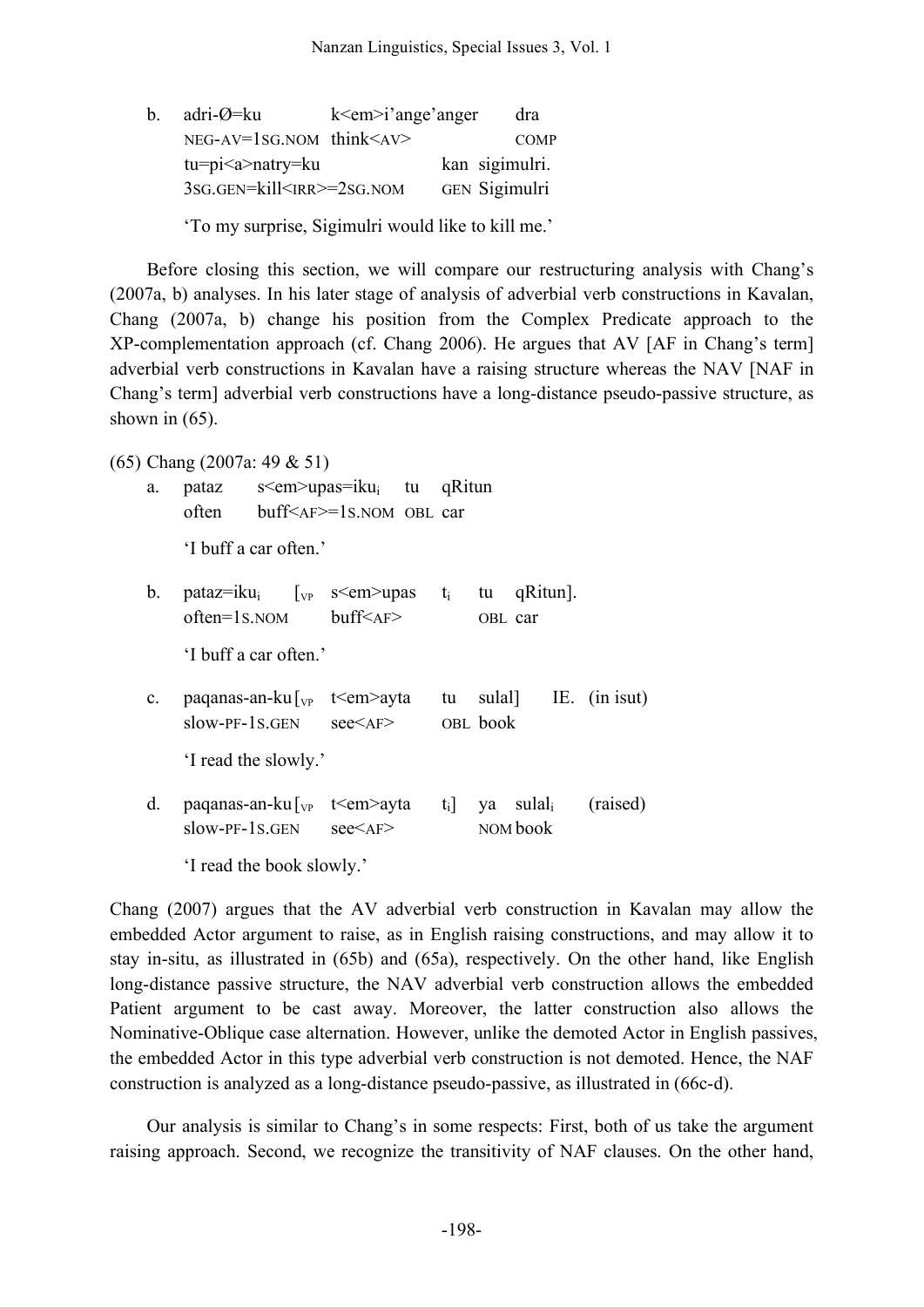b. adri-Ø=ku k<em>i'ange'anger dra
   NEG-AV=1SG.NOM think<AV> COMP
   tu=pi<a>natry=ku kan sigimulri.
   3SG.GEN=kill<IRR>=2SG.NOM GEN Sigimulri

   'To my surprise, Sigimulri would like to kill me.'

Before closing this section, we will compare our restructuring analysis with Chang's (2007a, b) analyses. In his later stage of analysis of adverbial verb constructions in Kavalan, Chang (2007a, b) change his position from the Complex Predicate approach to the XP-complementation approach (cf. Chang 2006). He argues that AV [AF in Chang's term] adverbial verb constructions in Kavalan have a raising structure whereas the NAV [NAF in Chang's term] adverbial verb constructions have a long-distance pseudo-passive structure, as shown in (65).

(65) Chang (2007a: 49 & 51)

a. pataz s<em>upas=iku$_i$ tu qRitun
   often buff<AF>=1S.NOM OBL car

   'I buff a car often.'

b. pataz=iku$_i$ [$_{VP}$ s<em>upas t$_i$ tu qRitun].
   often=1S.NOM buff<AF> OBL car

   'I buff a car often.'

c. paqanas-an-ku [$_{VP}$ t<em>ayta tu sulal] IE. (in isut)
   slow-PF-1S.GEN see<AF> OBL book

   'I read the slowly.'

d. paqanas-an-ku [$_{VP}$ t<em>ayta t$_i$] ya sulal$_i$ (raised)
   slow-PF-1S.GEN see<AF> NOM book

   'I read the book slowly.'

Chang (2007) argues that the AV adverbial verb construction in Kavalan may allow the embedded Actor argument to raise, as in English raising constructions, and may allow it to stay in-situ, as illustrated in (65b) and (65a), respectively. On the other hand, like English long-distance passive structure, the NAV adverbial verb construction allows the embedded Patient argument to be cast away. Moreover, the latter construction also allows the Nominative-Oblique case alternation. However, unlike the demoted Actor in English passives, the embedded Actor in this type adverbial verb construction is not demoted. Hence, the NAF construction is analyzed as a long-distance pseudo-passive, as illustrated in (66c-d).

Our analysis is similar to Chang's in some respects: First, both of us take the argument raising approach. Second, we recognize the transitivity of NAF clauses. On the other hand,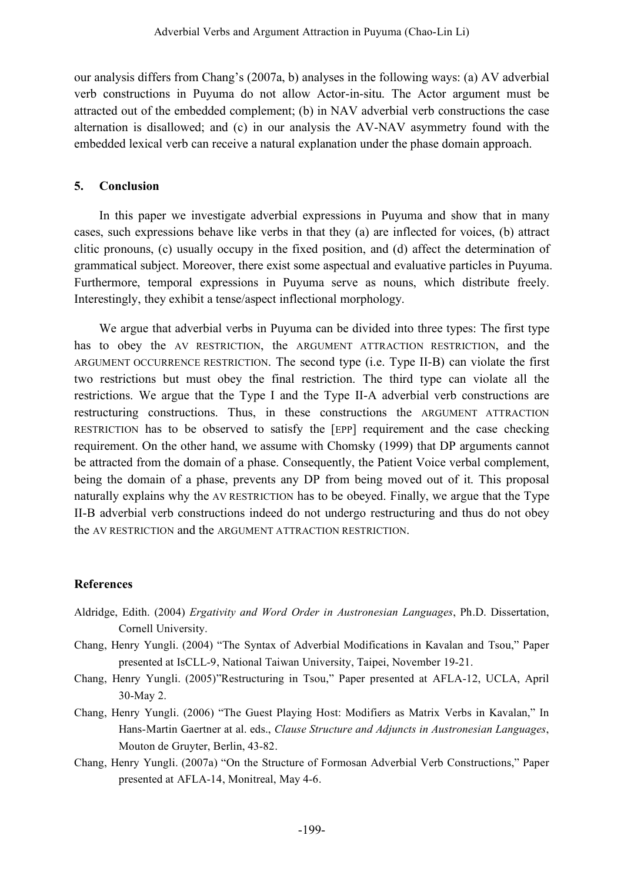our analysis differs from Chang's (2007a, b) analyses in the following ways: (a) AV adverbial verb constructions in Puyuma do not allow Actor-in-situ. The Actor argument must be attracted out of the embedded complement; (b) in NAV adverbial verb constructions the case alternation is disallowed; and (c) in our analysis the AV-NAV asymmetry found with the embedded lexical verb can receive a natural explanation under the phase domain approach.

## 5. Conclusion

In this paper we investigate adverbial expressions in Puyuma and show that in many cases, such expressions behave like verbs in that they (a) are inflected for voices, (b) attract clitic pronouns, (c) usually occupy in the fixed position, and (d) affect the determination of grammatical subject. Moreover, there exist some aspectual and evaluative particles in Puyuma. Furthermore, temporal expressions in Puyuma serve as nouns, which distribute freely. Interestingly, they exhibit a tense/aspect inflectional morphology.

We argue that adverbial verbs in Puyuma can be divided into three types: The first type has to obey the AV RESTRICTION, the ARGUMENT ATTRACTION RESTRICTION, and the ARGUMENT OCCURRENCE RESTRICTION. The second type (i.e. Type II-B) can violate the first two restrictions but must obey the final restriction. The third type can violate all the restrictions. We argue that the Type I and the Type II-A adverbial verb constructions are restructuring constructions. Thus, in these constructions the ARGUMENT ATTRACTION RESTRICTION has to be observed to satisfy the [EPP] requirement and the case checking requirement. On the other hand, we assume with Chomsky (1999) that DP arguments cannot be attracted from the domain of a phase. Consequently, the Patient Voice verbal complement, being the domain of a phase, prevents any DP from being moved out of it. This proposal naturally explains why the AV RESTRICTION has to be obeyed. Finally, we argue that the Type II-B adverbial verb constructions indeed do not undergo restructuring and thus do not obey the AV RESTRICTION and the ARGUMENT ATTRACTION RESTRICTION.

## References

Aldridge, Edith. (2004) *Ergativity and Word Order in Austronesian Languages*, Ph.D. Dissertation, Cornell University.

Chang, Henry Yungli. (2004) "The Syntax of Adverbial Modifications in Kavalan and Tsou," Paper presented at IsCLL-9, National Taiwan University, Taipei, November 19-21.

Chang, Henry Yungli. (2005)"Restructuring in Tsou," Paper presented at AFLA-12, UCLA, April 30-May 2.

Chang, Henry Yungli. (2006) "The Guest Playing Host: Modifiers as Matrix Verbs in Kavalan," In Hans-Martin Gaertner at al. eds., *Clause Structure and Adjuncts in Austronesian Languages*, Mouton de Gruyter, Berlin, 43-82.

Chang, Henry Yungli. (2007a) "On the Structure of Formosan Adverbial Verb Constructions," Paper presented at AFLA-14, Monitreal, May 4-6.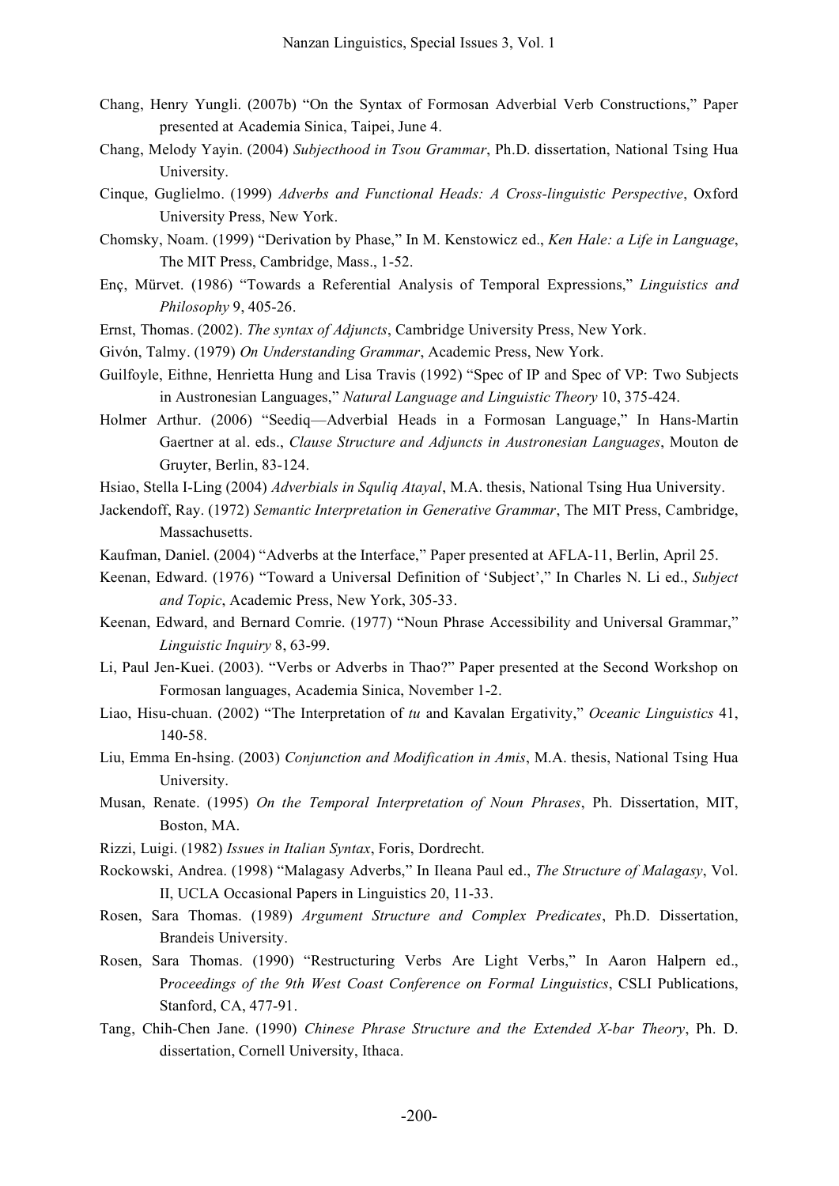Chang, Henry Yungli. (2007b) "On the Syntax of Formosan Adverbial Verb Constructions," Paper presented at Academia Sinica, Taipei, June 4.

Chang, Melody Yayin. (2004) *Subjecthood in Tsou Grammar*, Ph.D. dissertation, National Tsing Hua University.

Cinque, Guglielmo. (1999) *Adverbs and Functional Heads: A Cross-linguistic Perspective*, Oxford University Press, New York.

Chomsky, Noam. (1999) "Derivation by Phase," In M. Kenstowicz ed., *Ken Hale: a Life in Language*, The MIT Press, Cambridge, Mass., 1-52.

Enç, Mürvet. (1986) "Towards a Referential Analysis of Temporal Expressions," *Linguistics and Philosophy* 9, 405-26.

Ernst, Thomas. (2002). *The syntax of Adjuncts*, Cambridge University Press, New York.

Givón, Talmy. (1979) *On Understanding Grammar*, Academic Press, New York.

Guilfoyle, Eithne, Henrietta Hung and Lisa Travis (1992) "Spec of IP and Spec of VP: Two Subjects in Austronesian Languages," *Natural Language and Linguistic Theory* 10, 375-424.

Holmer Arthur. (2006) "Seediq—Adverbial Heads in a Formosan Language," In Hans-Martin Gaertner at al. eds., *Clause Structure and Adjuncts in Austronesian Languages*, Mouton de Gruyter, Berlin, 83-124.

Hsiao, Stella I-Ling (2004) *Adverbials in Squliq Atayal*, M.A. thesis, National Tsing Hua University.

Jackendoff, Ray. (1972) *Semantic Interpretation in Generative Grammar*, The MIT Press, Cambridge, Massachusetts.

Kaufman, Daniel. (2004) "Adverbs at the Interface," Paper presented at AFLA-11, Berlin, April 25.

Keenan, Edward. (1976) "Toward a Universal Definition of 'Subject'," In Charles N. Li ed., *Subject and Topic*, Academic Press, New York, 305-33.

Keenan, Edward, and Bernard Comrie. (1977) "Noun Phrase Accessibility and Universal Grammar," *Linguistic Inquiry* 8, 63-99.

Li, Paul Jen-Kuei. (2003). "Verbs or Adverbs in Thao?" Paper presented at the Second Workshop on Formosan languages, Academia Sinica, November 1-2.

Liao, Hisu-chuan. (2002) "The Interpretation of *tu* and Kavalan Ergativity," *Oceanic Linguistics* 41, 140-58.

Liu, Emma En-hsing. (2003) *Conjunction and Modification in Amis*, M.A. thesis, National Tsing Hua University.

Musan, Renate. (1995) *On the Temporal Interpretation of Noun Phrases*, Ph. Dissertation, MIT, Boston, MA.

Rizzi, Luigi. (1982) *Issues in Italian Syntax*, Foris, Dordrecht.

Rockowski, Andrea. (1998) "Malagasy Adverbs," In Ileana Paul ed., *The Structure of Malagasy*, Vol. II, UCLA Occasional Papers in Linguistics 20, 11-33.

Rosen, Sara Thomas. (1989) *Argument Structure and Complex Predicates*, Ph.D. Dissertation, Brandeis University.

Rosen, Sara Thomas. (1990) "Restructuring Verbs Are Light Verbs," In Aaron Halpern ed., *Proceedings of the 9th West Coast Conference on Formal Linguistics*, CSLI Publications, Stanford, CA, 477-91.

Tang, Chih-Chen Jane. (1990) *Chinese Phrase Structure and the Extended X-bar Theory*, Ph. D. dissertation, Cornell University, Ithaca.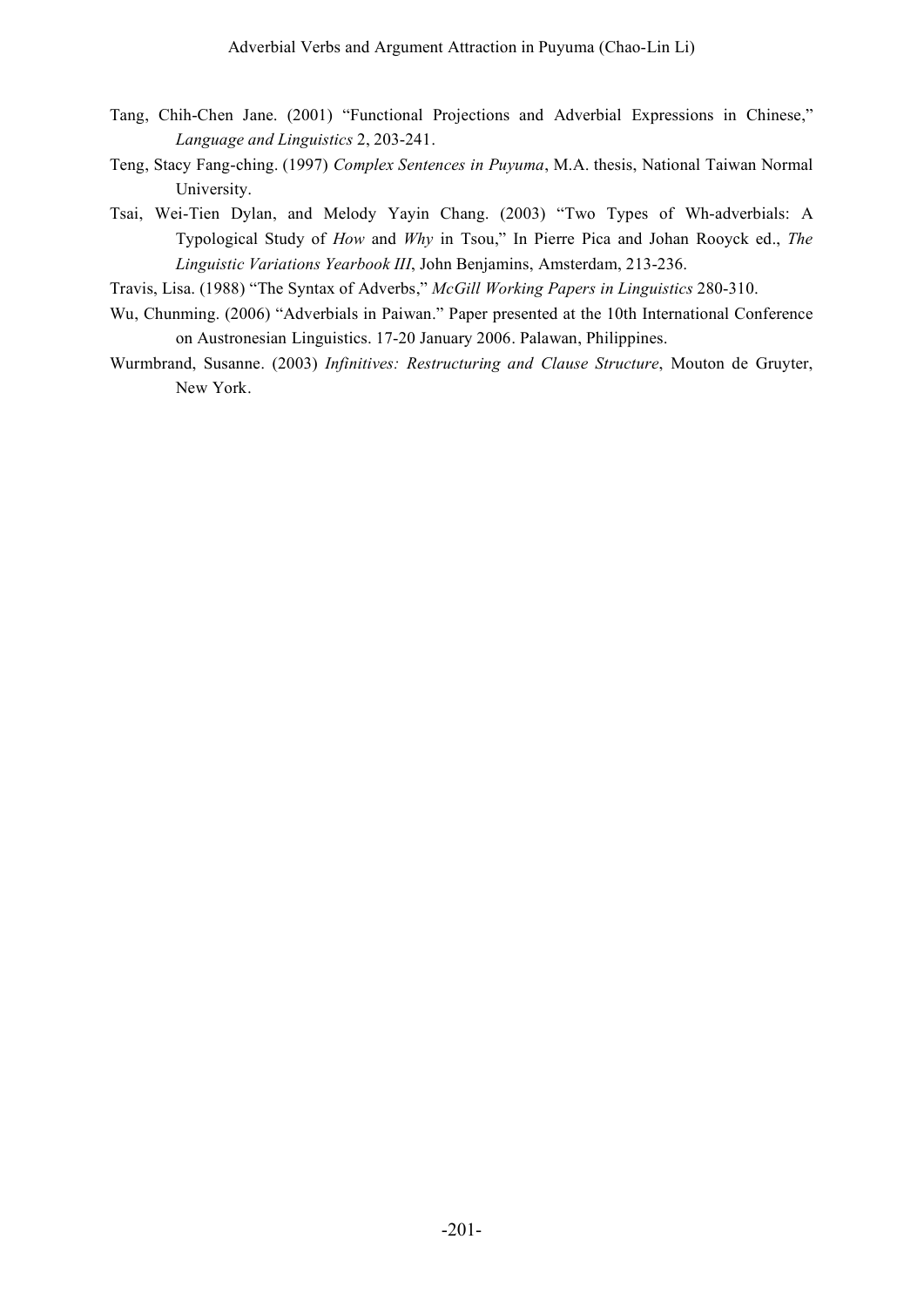Tang, Chih-Chen Jane. (2001) "Functional Projections and Adverbial Expressions in Chinese," *Language and Linguistics* 2, 203-241.

Teng, Stacy Fang-ching. (1997) *Complex Sentences in Puyuma*, M.A. thesis, National Taiwan Normal University.

Tsai, Wei-Tien Dylan, and Melody Yayin Chang. (2003) "Two Types of Wh-adverbials: A Typological Study of *How* and *Why* in Tsou," In Pierre Pica and Johan Rooyck ed., *The Linguistic Variations Yearbook III*, John Benjamins, Amsterdam, 213-236.

Travis, Lisa. (1988) "The Syntax of Adverbs," *McGill Working Papers in Linguistics* 280-310.

Wu, Chunming. (2006) "Adverbials in Paiwan." Paper presented at the 10th International Conference on Austronesian Linguistics. 17-20 January 2006. Palawan, Philippines.

Wurmbrand, Susanne. (2003) *Infinitives: Restructuring and Clause Structure*, Mouton de Gruyter, New York.